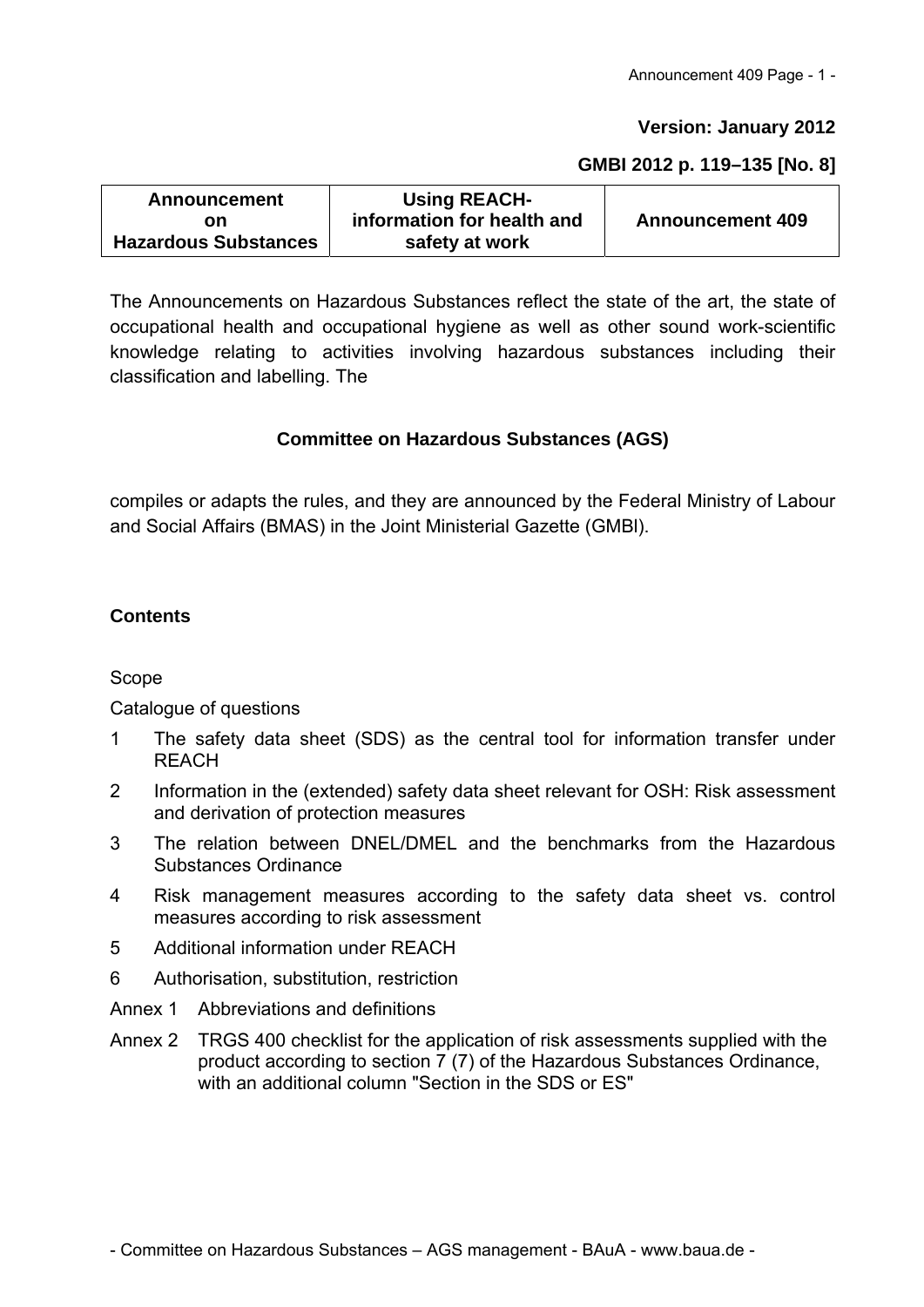**Version: January 2012**

**GMBl 2012 p. 119–135 [No. 8]**

| Announcement on Hazardous Substances | Using REACH-information for health and safety at work | Announcement 409 |
|---|---|---|

The Announcements on Hazardous Substances reflect the state of the art, the state of occupational health and occupational hygiene as well as other sound work-scientific knowledge relating to activities involving hazardous substances including their classification and labelling. The

**Committee on Hazardous Substances (AGS)**

compiles or adapts the rules, and they are announced by the Federal Ministry of Labour and Social Affairs (BMAS) in the Joint Ministerial Gazette (GMBl).

**Contents**

Scope

Catalogue of questions

1 The safety data sheet (SDS) as the central tool for information transfer under REACH
2 Information in the (extended) safety data sheet relevant for OSH: Risk assessment and derivation of protection measures
3 The relation between DNEL/DMEL and the benchmarks from the Hazardous Substances Ordinance
4 Risk management measures according to the safety data sheet vs. control measures according to risk assessment
5 Additional information under REACH
6 Authorisation, substitution, restriction

Annex 1 Abbreviations and definitions

Annex 2 TRGS 400 checklist for the application of risk assessments supplied with the product according to section 7 (7) of the Hazardous Substances Ordinance, with an additional column "Section in the SDS or ES"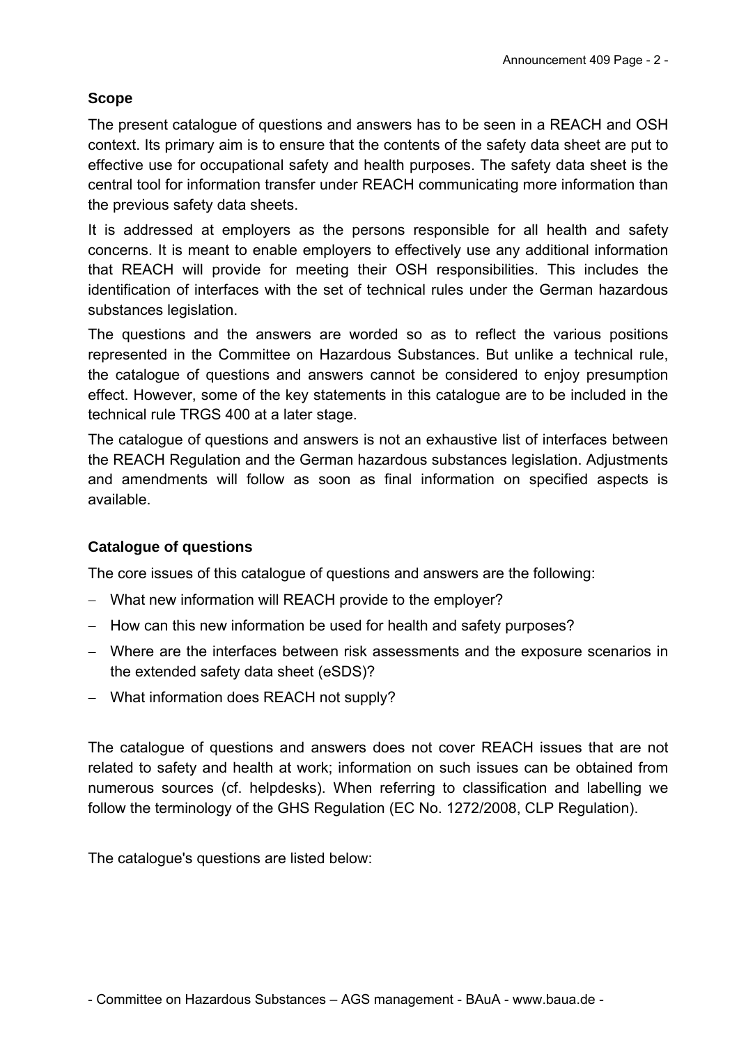## Scope

The present catalogue of questions and answers has to be seen in a REACH and OSH context. Its primary aim is to ensure that the contents of the safety data sheet are put to effective use for occupational safety and health purposes. The safety data sheet is the central tool for information transfer under REACH communicating more information than the previous safety data sheets.

It is addressed at employers as the persons responsible for all health and safety concerns. It is meant to enable employers to effectively use any additional information that REACH will provide for meeting their OSH responsibilities. This includes the identification of interfaces with the set of technical rules under the German hazardous substances legislation.

The questions and the answers are worded so as to reflect the various positions represented in the Committee on Hazardous Substances. But unlike a technical rule, the catalogue of questions and answers cannot be considered to enjoy presumption effect. However, some of the key statements in this catalogue are to be included in the technical rule TRGS 400 at a later stage.

The catalogue of questions and answers is not an exhaustive list of interfaces between the REACH Regulation and the German hazardous substances legislation. Adjustments and amendments will follow as soon as final information on specified aspects is available.

## Catalogue of questions

The core issues of this catalogue of questions and answers are the following:

- What new information will REACH provide to the employer?
- How can this new information be used for health and safety purposes?
- Where are the interfaces between risk assessments and the exposure scenarios in the extended safety data sheet (eSDS)?
- What information does REACH not supply?

The catalogue of questions and answers does not cover REACH issues that are not related to safety and health at work; information on such issues can be obtained from numerous sources (cf. helpdesks). When referring to classification and labelling we follow the terminology of the GHS Regulation (EC No. 1272/2008, CLP Regulation).

The catalogue's questions are listed below: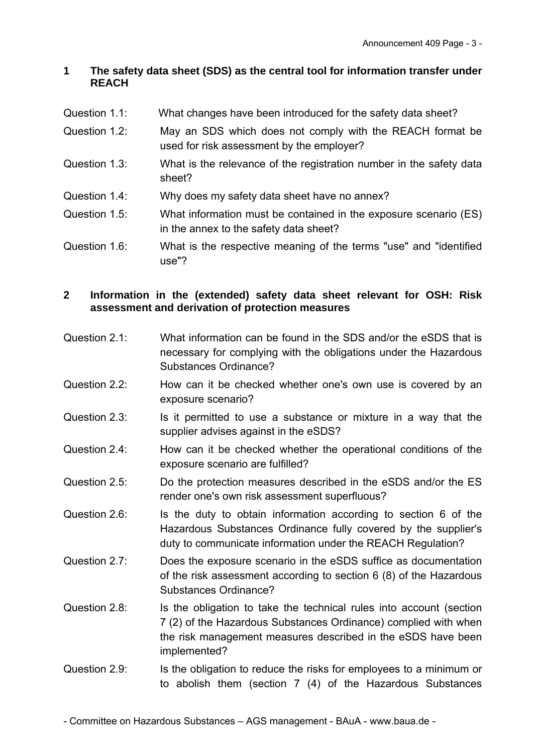## 1 The safety data sheet (SDS) as the central tool for information transfer under REACH

Question 1.1: What changes have been introduced for the safety data sheet?

Question 1.2: May an SDS which does not comply with the REACH format be used for risk assessment by the employer?

Question 1.3: What is the relevance of the registration number in the safety data sheet?

Question 1.4: Why does my safety data sheet have no annex?

Question 1.5: What information must be contained in the exposure scenario (ES) in the annex to the safety data sheet?

Question 1.6: What is the respective meaning of the terms "use" and "identified use"?

## 2 Information in the (extended) safety data sheet relevant for OSH: Risk assessment and derivation of protection measures

Question 2.1: What information can be found in the SDS and/or the eSDS that is necessary for complying with the obligations under the Hazardous Substances Ordinance?

Question 2.2: How can it be checked whether one's own use is covered by an exposure scenario?

Question 2.3: Is it permitted to use a substance or mixture in a way that the supplier advises against in the eSDS?

Question 2.4: How can it be checked whether the operational conditions of the exposure scenario are fulfilled?

Question 2.5: Do the protection measures described in the eSDS and/or the ES render one's own risk assessment superfluous?

Question 2.6: Is the duty to obtain information according to section 6 of the Hazardous Substances Ordinance fully covered by the supplier's duty to communicate information under the REACH Regulation?

Question 2.7: Does the exposure scenario in the eSDS suffice as documentation of the risk assessment according to section 6 (8) of the Hazardous Substances Ordinance?

Question 2.8: Is the obligation to take the technical rules into account (section 7 (2) of the Hazardous Substances Ordinance) complied with when the risk management measures described in the eSDS have been implemented?

Question 2.9: Is the obligation to reduce the risks for employees to a minimum or to abolish them (section 7 (4) of the Hazardous Substances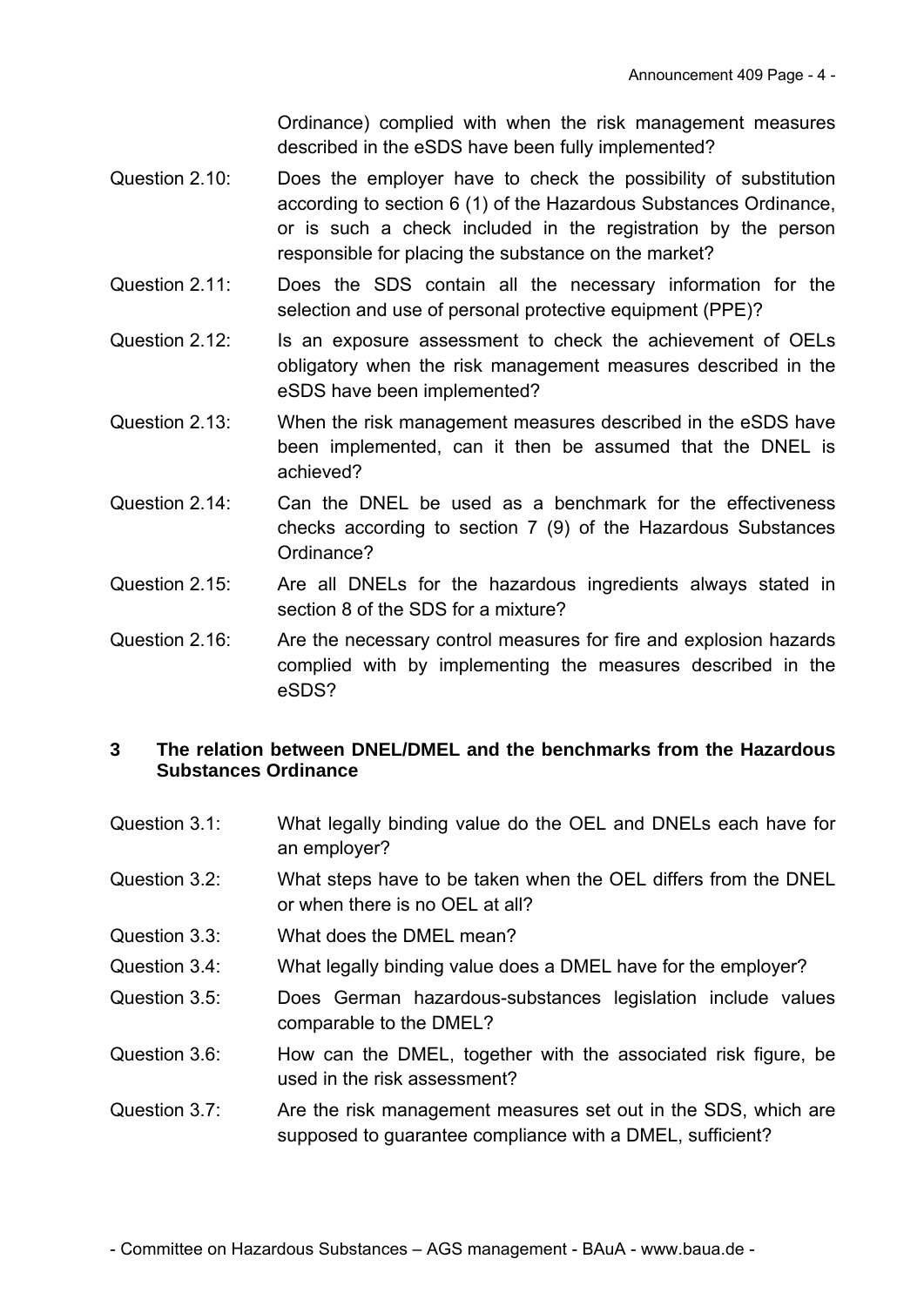Ordinance) complied with when the risk management measures described in the eSDS have been fully implemented?

Question 2.10: Does the employer have to check the possibility of substitution according to section 6 (1) of the Hazardous Substances Ordinance, or is such a check included in the registration by the person responsible for placing the substance on the market?

Question 2.11: Does the SDS contain all the necessary information for the selection and use of personal protective equipment (PPE)?

Question 2.12: Is an exposure assessment to check the achievement of OELs obligatory when the risk management measures described in the eSDS have been implemented?

Question 2.13: When the risk management measures described in the eSDS have been implemented, can it then be assumed that the DNEL is achieved?

Question 2.14: Can the DNEL be used as a benchmark for the effectiveness checks according to section 7 (9) of the Hazardous Substances Ordinance?

Question 2.15: Are all DNELs for the hazardous ingredients always stated in section 8 of the SDS for a mixture?

Question 2.16: Are the necessary control measures for fire and explosion hazards complied with by implementing the measures described in the eSDS?

## 3 The relation between DNEL/DMEL and the benchmarks from the Hazardous Substances Ordinance

Question 3.1: What legally binding value do the OEL and DNELs each have for an employer?

Question 3.2: What steps have to be taken when the OEL differs from the DNEL or when there is no OEL at all?

Question 3.3: What does the DMEL mean?

Question 3.4: What legally binding value does a DMEL have for the employer?

Question 3.5: Does German hazardous-substances legislation include values comparable to the DMEL?

Question 3.6: How can the DMEL, together with the associated risk figure, be used in the risk assessment?

Question 3.7: Are the risk management measures set out in the SDS, which are supposed to guarantee compliance with a DMEL, sufficient?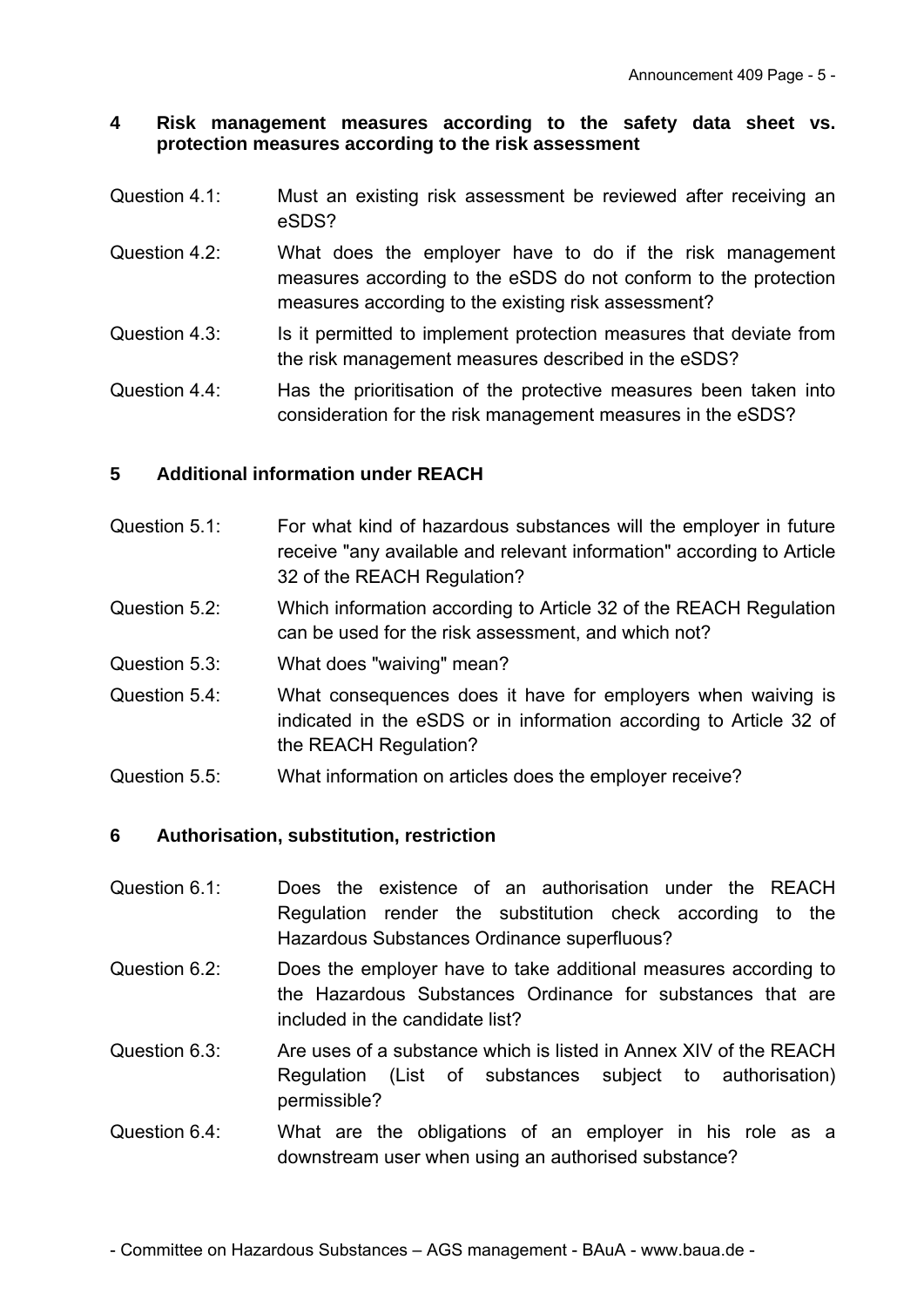## 4 Risk management measures according to the safety data sheet vs. protection measures according to the risk assessment

Question 4.1: Must an existing risk assessment be reviewed after receiving an eSDS?

Question 4.2: What does the employer have to do if the risk management measures according to the eSDS do not conform to the protection measures according to the existing risk assessment?

Question 4.3: Is it permitted to implement protection measures that deviate from the risk management measures described in the eSDS?

Question 4.4: Has the prioritisation of the protective measures been taken into consideration for the risk management measures in the eSDS?

## 5 Additional information under REACH

Question 5.1: For what kind of hazardous substances will the employer in future receive "any available and relevant information" according to Article 32 of the REACH Regulation?

Question 5.2: Which information according to Article 32 of the REACH Regulation can be used for the risk assessment, and which not?

Question 5.3: What does "waiving" mean?

Question 5.4: What consequences does it have for employers when waiving is indicated in the eSDS or in information according to Article 32 of the REACH Regulation?

Question 5.5: What information on articles does the employer receive?

## 6 Authorisation, substitution, restriction

Question 6.1: Does the existence of an authorisation under the REACH Regulation render the substitution check according to the Hazardous Substances Ordinance superfluous?

Question 6.2: Does the employer have to take additional measures according to the Hazardous Substances Ordinance for substances that are included in the candidate list?

Question 6.3: Are uses of a substance which is listed in Annex XIV of the REACH Regulation (List of substances subject to authorisation) permissible?

Question 6.4: What are the obligations of an employer in his role as a downstream user when using an authorised substance?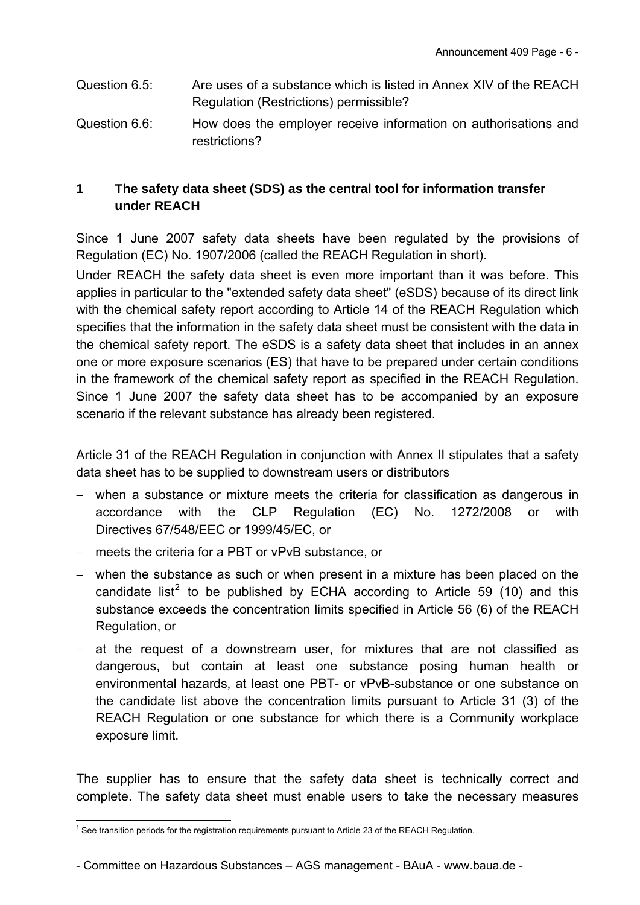Question 6.5: Are uses of a substance which is listed in Annex XIV of the REACH Regulation (Restrictions) permissible?

Question 6.6: How does the employer receive information on authorisations and restrictions?

## 1 The safety data sheet (SDS) as the central tool for information transfer under REACH

Since 1 June 2007 safety data sheets have been regulated by the provisions of Regulation (EC) No. 1907/2006 (called the REACH Regulation in short).

Under REACH the safety data sheet is even more important than it was before. This applies in particular to the "extended safety data sheet" (eSDS) because of its direct link with the chemical safety report according to Article 14 of the REACH Regulation which specifies that the information in the safety data sheet must be consistent with the data in the chemical safety report. The eSDS is a safety data sheet that includes in an annex one or more exposure scenarios (ES) that have to be prepared under certain conditions in the framework of the chemical safety report as specified in the REACH Regulation. Since 1 June 2007 the safety data sheet has to be accompanied by an exposure scenario if the relevant substance has already been registered.

Article 31 of the REACH Regulation in conjunction with Annex II stipulates that a safety data sheet has to be supplied to downstream users or distributors

- when a substance or mixture meets the criteria for classification as dangerous in accordance with the CLP Regulation (EC) No. 1272/2008 or with Directives 67/548/EEC or 1999/45/EC, or
- meets the criteria for a PBT or vPvB substance, or
- when the substance as such or when present in a mixture has been placed on the candidate list[2] to be published by ECHA according to Article 59 (10) and this substance exceeds the concentration limits specified in Article 56 (6) of the REACH Regulation, or
- at the request of a downstream user, for mixtures that are not classified as dangerous, but contain at least one substance posing human health or environmental hazards, at least one PBT- or vPvB-substance or one substance on the candidate list above the concentration limits pursuant to Article 31 (3) of the REACH Regulation or one substance for which there is a Community workplace exposure limit.

The supplier has to ensure that the safety data sheet is technically correct and complete. The safety data sheet must enable users to take the necessary measures

[1] See transition periods for the registration requirements pursuant to Article 23 of the REACH Regulation.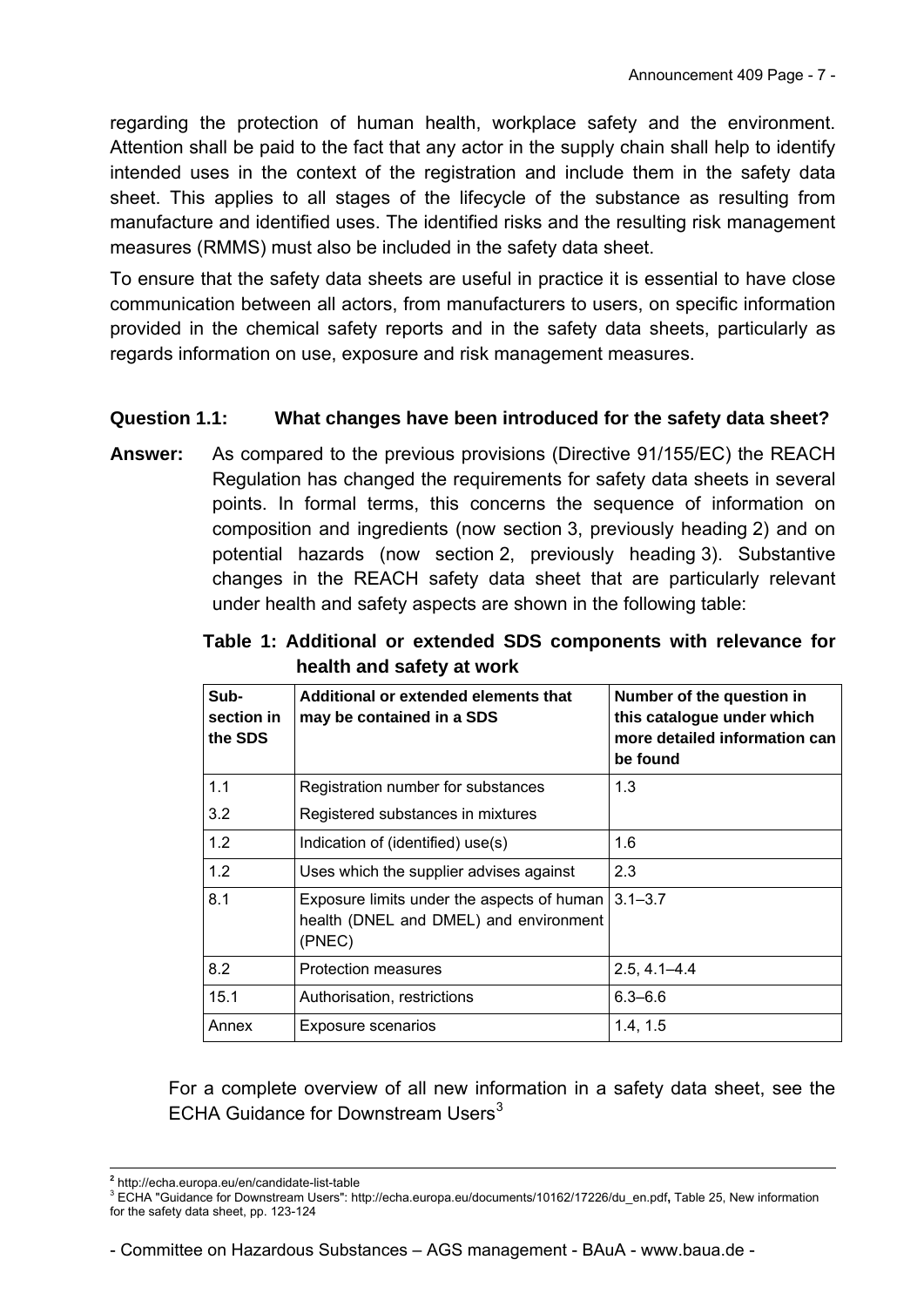regarding the protection of human health, workplace safety and the environment. Attention shall be paid to the fact that any actor in the supply chain shall help to identify intended uses in the context of the registration and include them in the safety data sheet. This applies to all stages of the lifecycle of the substance as resulting from manufacture and identified uses. The identified risks and the resulting risk management measures (RMMS) must also be included in the safety data sheet.

To ensure that the safety data sheets are useful in practice it is essential to have close communication between all actors, from manufacturers to users, on specific information provided in the chemical safety reports and in the safety data sheets, particularly as regards information on use, exposure and risk management measures.

**Question 1.1: What changes have been introduced for the safety data sheet?**

**Answer:** As compared to the previous provisions (Directive 91/155/EC) the REACH Regulation has changed the requirements for safety data sheets in several points. In formal terms, this concerns the sequence of information on composition and ingredients (now section 3, previously heading 2) and on potential hazards (now section 2, previously heading 3). Substantive changes in the REACH safety data sheet that are particularly relevant under health and safety aspects are shown in the following table:

**Table 1: Additional or extended SDS components with relevance for health and safety at work**

| Sub-section in the SDS | Additional or extended elements that may be contained in a SDS | Number of the question in this catalogue under which more detailed information can be found |
|---|---|---|
| 1.1<br>3.2 | Registration number for substances<br>Registered substances in mixtures | 1.3 |
| 1.2 | Indication of (identified) use(s) | 1.6 |
| 1.2 | Uses which the supplier advises against | 2.3 |
| 8.1 | Exposure limits under the aspects of human health (DNEL and DMEL) and environment (PNEC) | 3.1–3.7 |
| 8.2 | Protection measures | 2.5, 4.1–4.4 |
| 15.1 | Authorisation, restrictions | 6.3–6.6 |
| Annex | Exposure scenarios | 1.4, 1.5 |

For a complete overview of all new information in a safety data sheet, see the ECHA Guidance for Downstream Users[3]

---

[2] http://echa.europa.eu/en/candidate-list-table

[3] ECHA "Guidance for Downstream Users": http://echa.europa.eu/documents/10162/17226/du_en.pdf, Table 25, New information for the safety data sheet, pp. 123-124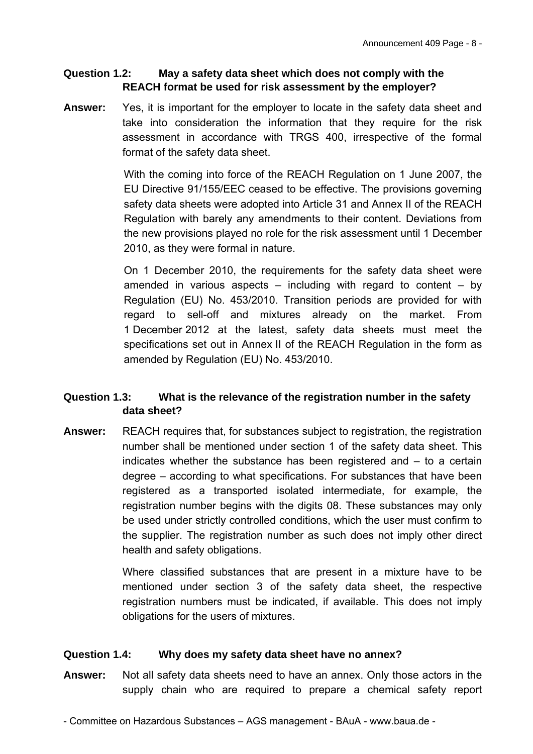**Question 1.2: May a safety data sheet which does not comply with the REACH format be used for risk assessment by the employer?**

**Answer:** Yes, it is important for the employer to locate in the safety data sheet and take into consideration the information that they require for the risk assessment in accordance with TRGS 400, irrespective of the formal format of the safety data sheet.

With the coming into force of the REACH Regulation on 1 June 2007, the EU Directive 91/155/EEC ceased to be effective. The provisions governing safety data sheets were adopted into Article 31 and Annex II of the REACH Regulation with barely any amendments to their content. Deviations from the new provisions played no role for the risk assessment until 1 December 2010, as they were formal in nature.

On 1 December 2010, the requirements for the safety data sheet were amended in various aspects – including with regard to content – by Regulation (EU) No. 453/2010. Transition periods are provided for with regard to sell-off and mixtures already on the market. From 1 December 2012 at the latest, safety data sheets must meet the specifications set out in Annex II of the REACH Regulation in the form as amended by Regulation (EU) No. 453/2010.

**Question 1.3: What is the relevance of the registration number in the safety data sheet?**

**Answer:** REACH requires that, for substances subject to registration, the registration number shall be mentioned under section 1 of the safety data sheet. This indicates whether the substance has been registered and – to a certain degree – according to what specifications. For substances that have been registered as a transported isolated intermediate, for example, the registration number begins with the digits 08. These substances may only be used under strictly controlled conditions, which the user must confirm to the supplier. The registration number as such does not imply other direct health and safety obligations.

Where classified substances that are present in a mixture have to be mentioned under section 3 of the safety data sheet, the respective registration numbers must be indicated, if available. This does not imply obligations for the users of mixtures.

**Question 1.4: Why does my safety data sheet have no annex?**

**Answer:** Not all safety data sheets need to have an annex. Only those actors in the supply chain who are required to prepare a chemical safety report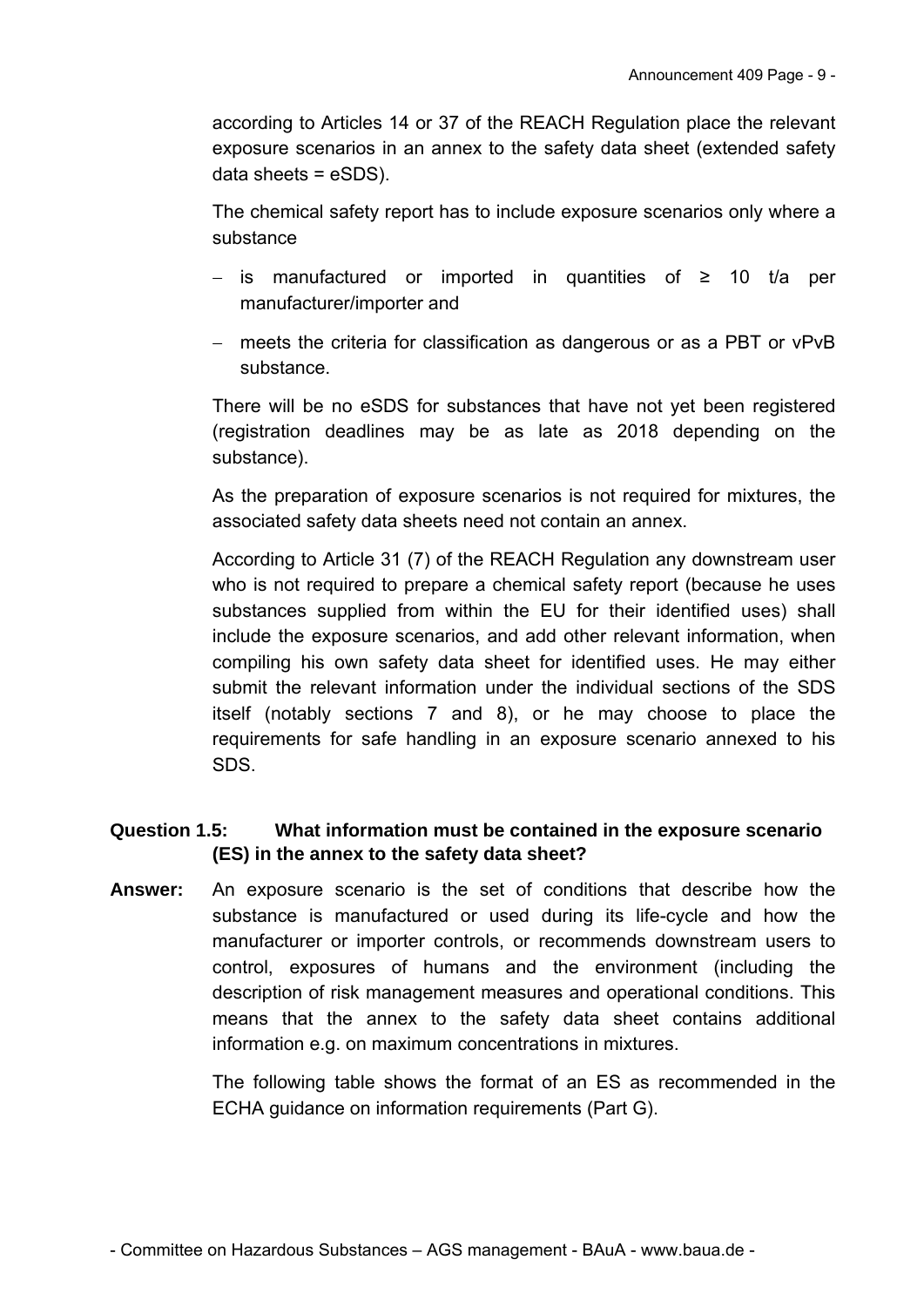according to Articles 14 or 37 of the REACH Regulation place the relevant exposure scenarios in an annex to the safety data sheet (extended safety data sheets = eSDS).

The chemical safety report has to include exposure scenarios only where a substance

- is manufactured or imported in quantities of ≥ 10 t/a per manufacturer/importer and
- meets the criteria for classification as dangerous or as a PBT or vPvB substance.

There will be no eSDS for substances that have not yet been registered (registration deadlines may be as late as 2018 depending on the substance).

As the preparation of exposure scenarios is not required for mixtures, the associated safety data sheets need not contain an annex.

According to Article 31 (7) of the REACH Regulation any downstream user who is not required to prepare a chemical safety report (because he uses substances supplied from within the EU for their identified uses) shall include the exposure scenarios, and add other relevant information, when compiling his own safety data sheet for identified uses. He may either submit the relevant information under the individual sections of the SDS itself (notably sections 7 and 8), or he may choose to place the requirements for safe handling in an exposure scenario annexed to his SDS.

**Question 1.5: What information must be contained in the exposure scenario (ES) in the annex to the safety data sheet?**

**Answer:** An exposure scenario is the set of conditions that describe how the substance is manufactured or used during its life-cycle and how the manufacturer or importer controls, or recommends downstream users to control, exposures of humans and the environment (including the description of risk management measures and operational conditions. This means that the annex to the safety data sheet contains additional information e.g. on maximum concentrations in mixtures.

The following table shows the format of an ES as recommended in the ECHA guidance on information requirements (Part G).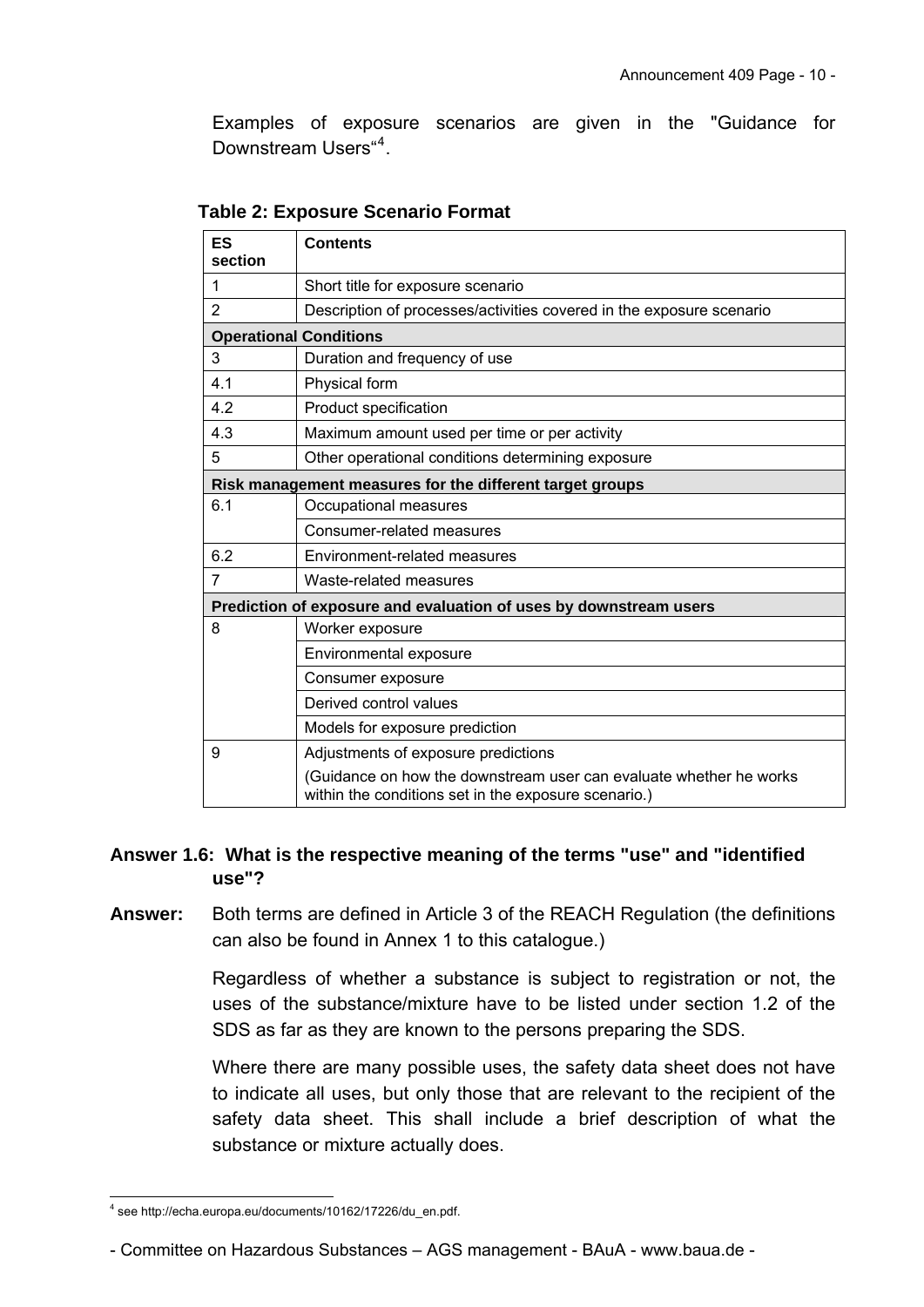Examples of exposure scenarios are given in the "Guidance for Downstream Users"[4].

**Table 2: Exposure Scenario Format**

| ES section | Contents |
|---|---|
| 1 | Short title for exposure scenario |
| 2 | Description of processes/activities covered in the exposure scenario |
| **Operational Conditions** | |
| 3 | Duration and frequency of use |
| 4.1 | Physical form |
| 4.2 | Product specification |
| 4.3 | Maximum amount used per time or per activity |
| 5 | Other operational conditions determining exposure |
| **Risk management measures for the different target groups** | |
| 6.1 | Occupational measures |
| | Consumer-related measures |
| 6.2 | Environment-related measures |
| 7 | Waste-related measures |
| **Prediction of exposure and evaluation of uses by downstream users** | |
| 8 | Worker exposure |
| | Environmental exposure |
| | Consumer exposure |
| | Derived control values |
| | Models for exposure prediction |
| 9 | Adjustments of exposure predictions<br>(Guidance on how the downstream user can evaluate whether he works within the conditions set in the exposure scenario.) |

**Answer 1.6: What is the respective meaning of the terms "use" and "identified use"?**

**Answer:** Both terms are defined in Article 3 of the REACH Regulation (the definitions can also be found in Annex 1 to this catalogue.)

Regardless of whether a substance is subject to registration or not, the uses of the substance/mixture have to be listed under section 1.2 of the SDS as far as they are known to the persons preparing the SDS.

Where there are many possible uses, the safety data sheet does not have to indicate all uses, but only those that are relevant to the recipient of the safety data sheet. This shall include a brief description of what the substance or mixture actually does.

[4] see http://echa.europa.eu/documents/10162/17226/du_en.pdf.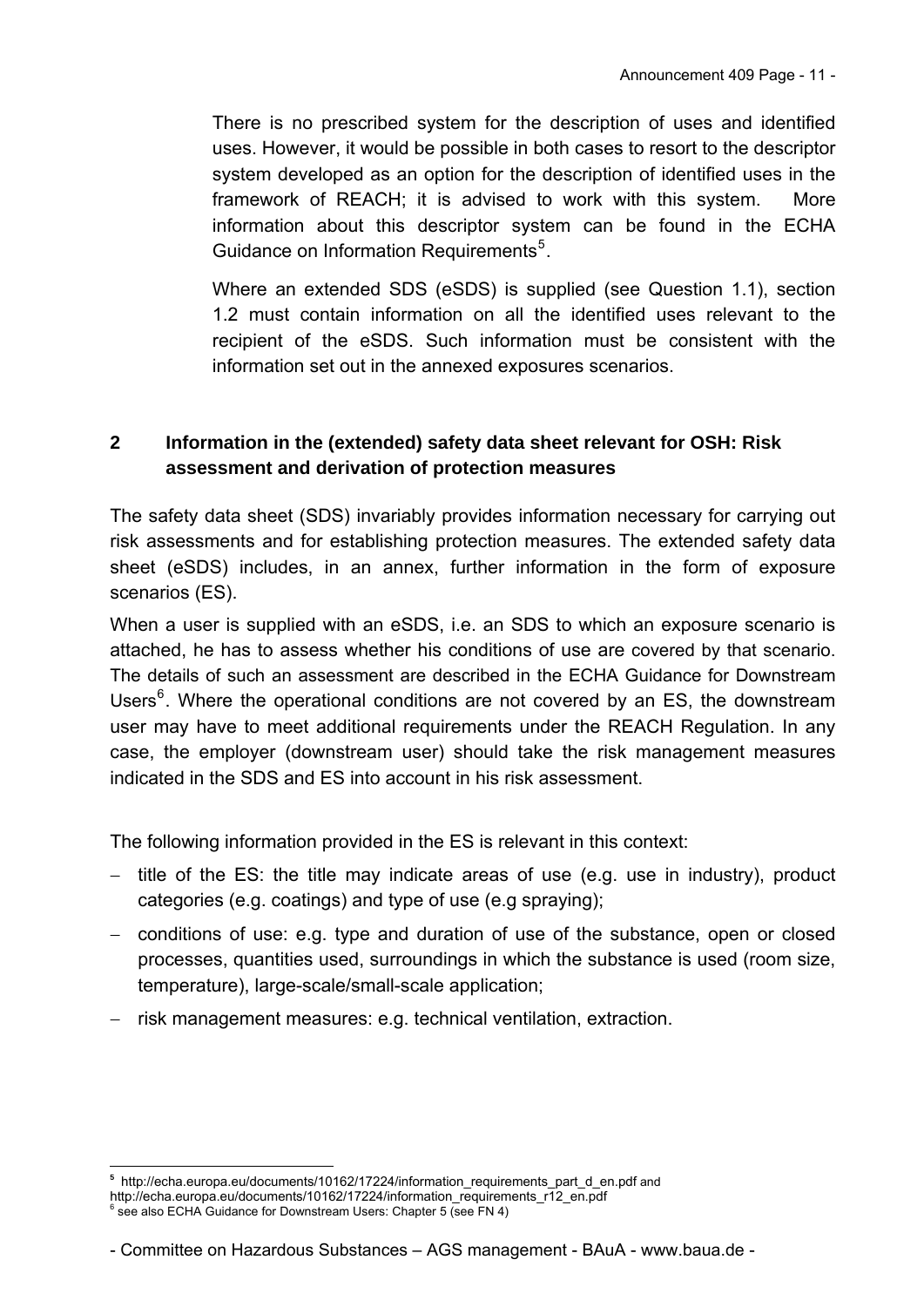There is no prescribed system for the description of uses and identified uses. However, it would be possible in both cases to resort to the descriptor system developed as an option for the description of identified uses in the framework of REACH; it is advised to work with this system. More information about this descriptor system can be found in the ECHA Guidance on Information Requirements[5].

Where an extended SDS (eSDS) is supplied (see Question 1.1), section 1.2 must contain information on all the identified uses relevant to the recipient of the eSDS. Such information must be consistent with the information set out in the annexed exposures scenarios.

## 2 Information in the (extended) safety data sheet relevant for OSH: Risk assessment and derivation of protection measures

The safety data sheet (SDS) invariably provides information necessary for carrying out risk assessments and for establishing protection measures. The extended safety data sheet (eSDS) includes, in an annex, further information in the form of exposure scenarios (ES).

When a user is supplied with an eSDS, i.e. an SDS to which an exposure scenario is attached, he has to assess whether his conditions of use are covered by that scenario. The details of such an assessment are described in the ECHA Guidance for Downstream Users[6]. Where the operational conditions are not covered by an ES, the downstream user may have to meet additional requirements under the REACH Regulation. In any case, the employer (downstream user) should take the risk management measures indicated in the SDS and ES into account in his risk assessment.

The following information provided in the ES is relevant in this context:

- title of the ES: the title may indicate areas of use (e.g. use in industry), product categories (e.g. coatings) and type of use (e.g spraying);
- conditions of use: e.g. type and duration of use of the substance, open or closed processes, quantities used, surroundings in which the substance is used (room size, temperature), large-scale/small-scale application;
- risk management measures: e.g. technical ventilation, extraction.

---

[5] http://echa.europa.eu/documents/10162/17224/information_requirements_part_d_en.pdf and http://echa.europa.eu/documents/10162/17224/information_requirements_r12_en.pdf

[6] see also ECHA Guidance for Downstream Users: Chapter 5 (see FN 4)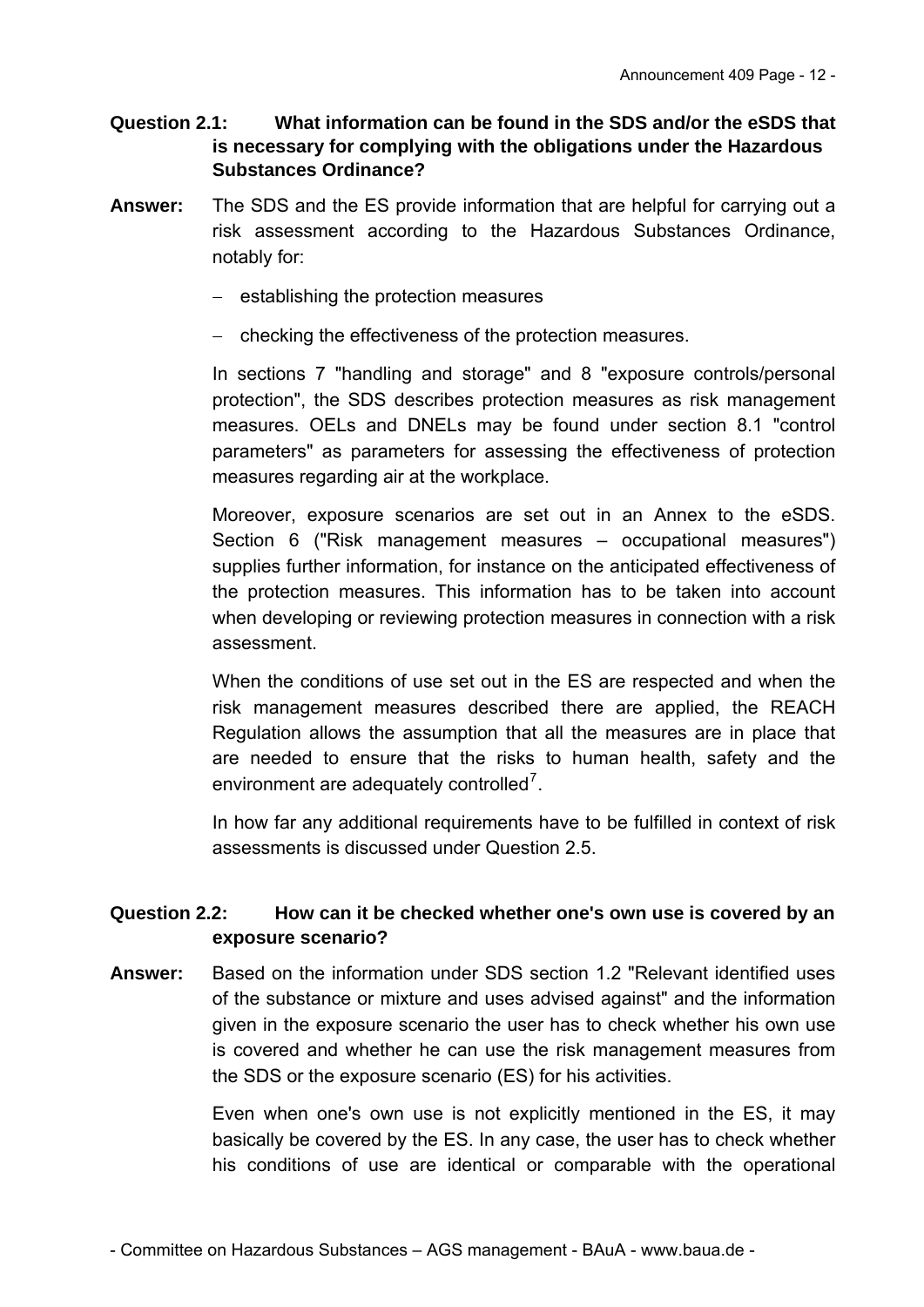**Question 2.1: What information can be found in the SDS and/or the eSDS that is necessary for complying with the obligations under the Hazardous Substances Ordinance?**

**Answer:** The SDS and the ES provide information that are helpful for carrying out a risk assessment according to the Hazardous Substances Ordinance, notably for:

- establishing the protection measures
- checking the effectiveness of the protection measures.

In sections 7 "handling and storage" and 8 "exposure controls/personal protection", the SDS describes protection measures as risk management measures. OELs and DNELs may be found under section 8.1 "control parameters" as parameters for assessing the effectiveness of protection measures regarding air at the workplace.

Moreover, exposure scenarios are set out in an Annex to the eSDS. Section 6 ("Risk management measures – occupational measures") supplies further information, for instance on the anticipated effectiveness of the protection measures. This information has to be taken into account when developing or reviewing protection measures in connection with a risk assessment.

When the conditions of use set out in the ES are respected and when the risk management measures described there are applied, the REACH Regulation allows the assumption that all the measures are in place that are needed to ensure that the risks to human health, safety and the environment are adequately controlled[7].

In how far any additional requirements have to be fulfilled in context of risk assessments is discussed under Question 2.5.

**Question 2.2: How can it be checked whether one's own use is covered by an exposure scenario?**

**Answer:** Based on the information under SDS section 1.2 "Relevant identified uses of the substance or mixture and uses advised against" and the information given in the exposure scenario the user has to check whether his own use is covered and whether he can use the risk management measures from the SDS or the exposure scenario (ES) for his activities.

Even when one's own use is not explicitly mentioned in the ES, it may basically be covered by the ES. In any case, the user has to check whether his conditions of use are identical or comparable with the operational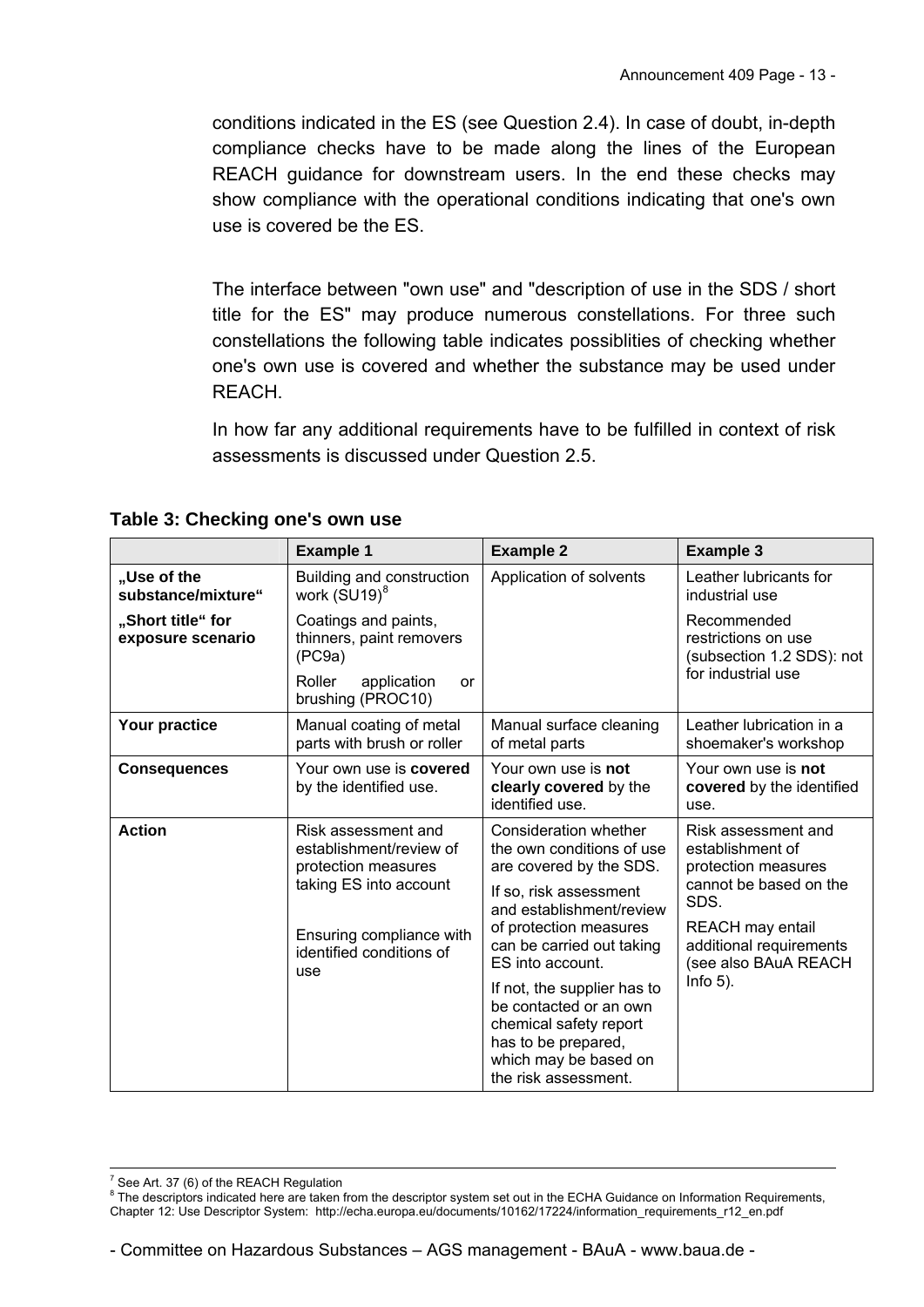conditions indicated in the ES (see Question 2.4). In case of doubt, in-depth compliance checks have to be made along the lines of the European REACH guidance for downstream users. In the end these checks may show compliance with the operational conditions indicating that one's own use is covered be the ES.

The interface between "own use" and "description of use in the SDS / short title for the ES" may produce numerous constellations. For three such constellations the following table indicates possiblities of checking whether one's own use is covered and whether the substance may be used under REACH.

In how far any additional requirements have to be fulfilled in context of risk assessments is discussed under Question 2.5.

**Table 3: Checking one's own use**

| | **Example 1** | **Example 2** | **Example 3** |
|---|---|---|---|
| **„Use of the substance/mixture“** **„Short title“ for exposure scenario** | Building and construction work (SU19)[8] Coatings and paints, thinners, paint removers (PC9a) Roller application or brushing (PROC10) | Application of solvents | Leather lubricants for industrial use Recommended restrictions on use (subsection 1.2 SDS): not for industrial use |
| **Your practice** | Manual coating of metal parts with brush or roller | Manual surface cleaning of metal parts | Leather lubrication in a shoemaker's workshop |
| **Consequences** | Your own use is **covered** by the identified use. | Your own use is **not clearly covered** by the identified use. | Your own use is **not covered** by the identified use. |
| **Action** | Risk assessment and establishment/review of protection measures taking ES into account Ensuring compliance with identified conditions of use | Consideration whether the own conditions of use are covered by the SDS. If so, risk assessment and establishment/review of protection measures can be carried out taking ES into account. If not, the supplier has to be contacted or an own chemical safety report has to be prepared, which may be based on the risk assessment. | Risk assessment and establishment of protection measures cannot be based on the SDS. REACH may entail additional requirements (see also BAuA REACH Info 5). |

[7] See Art. 37 (6) of the REACH Regulation

[8] The descriptors indicated here are taken from the descriptor system set out in the ECHA Guidance on Information Requirements, Chapter 12: Use Descriptor System: http://echa.europa.eu/documents/10162/17224/information_requirements_r12_en.pdf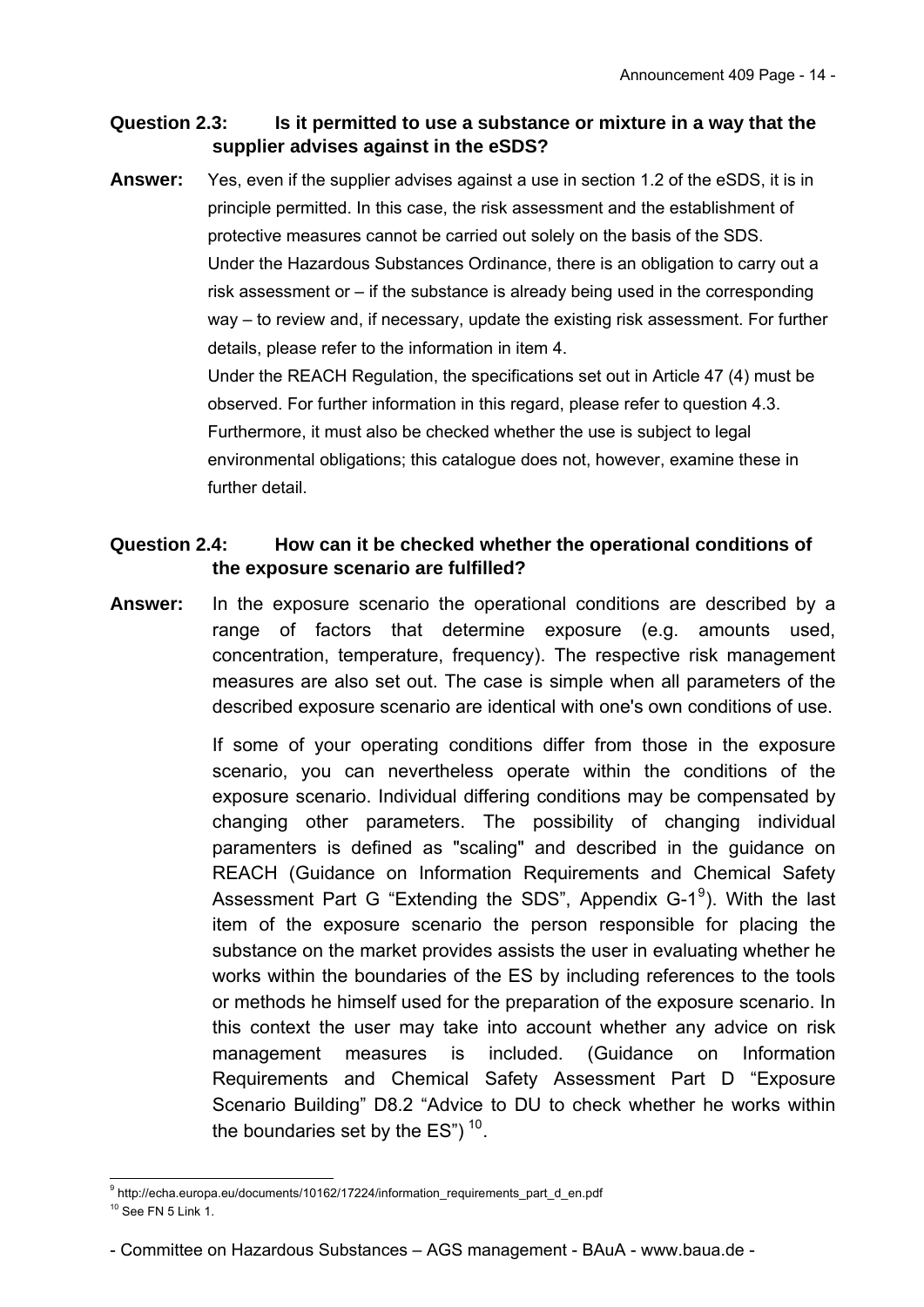**Question 2.3: Is it permitted to use a substance or mixture in a way that the supplier advises against in the eSDS?**

**Answer:** Yes, even if the supplier advises against a use in section 1.2 of the eSDS, it is in principle permitted. In this case, the risk assessment and the establishment of protective measures cannot be carried out solely on the basis of the SDS.

Under the Hazardous Substances Ordinance, there is an obligation to carry out a risk assessment or – if the substance is already being used in the corresponding way – to review and, if necessary, update the existing risk assessment. For further details, please refer to the information in item 4.

Under the REACH Regulation, the specifications set out in Article 47 (4) must be observed. For further information in this regard, please refer to question 4.3.

Furthermore, it must also be checked whether the use is subject to legal environmental obligations; this catalogue does not, however, examine these in further detail.

**Question 2.4: How can it be checked whether the operational conditions of the exposure scenario are fulfilled?**

**Answer:** In the exposure scenario the operational conditions are described by a range of factors that determine exposure (e.g. amounts used, concentration, temperature, frequency). The respective risk management measures are also set out. The case is simple when all parameters of the described exposure scenario are identical with one's own conditions of use.

If some of your operating conditions differ from those in the exposure scenario, you can nevertheless operate within the conditions of the exposure scenario. Individual differing conditions may be compensated by changing other parameters. The possibility of changing individual paramenters is defined as "scaling" and described in the guidance on REACH (Guidance on Information Requirements and Chemical Safety Assessment Part G “Extending the SDS”, Appendix G-1[9]). With the last item of the exposure scenario the person responsible for placing the substance on the market provides assists the user in evaluating whether he works within the boundaries of the ES by including references to the tools or methods he himself used for the preparation of the exposure scenario. In this context the user may take into account whether any advice on risk management measures is included. (Guidance on Information Requirements and Chemical Safety Assessment Part D “Exposure Scenario Building” D8.2 “Advice to DU to check whether he works within the boundaries set by the ES”) [10].

---

[9] http://echa.europa.eu/documents/10162/17224/information_requirements_part_d_en.pdf

[10] See FN 5 Link 1.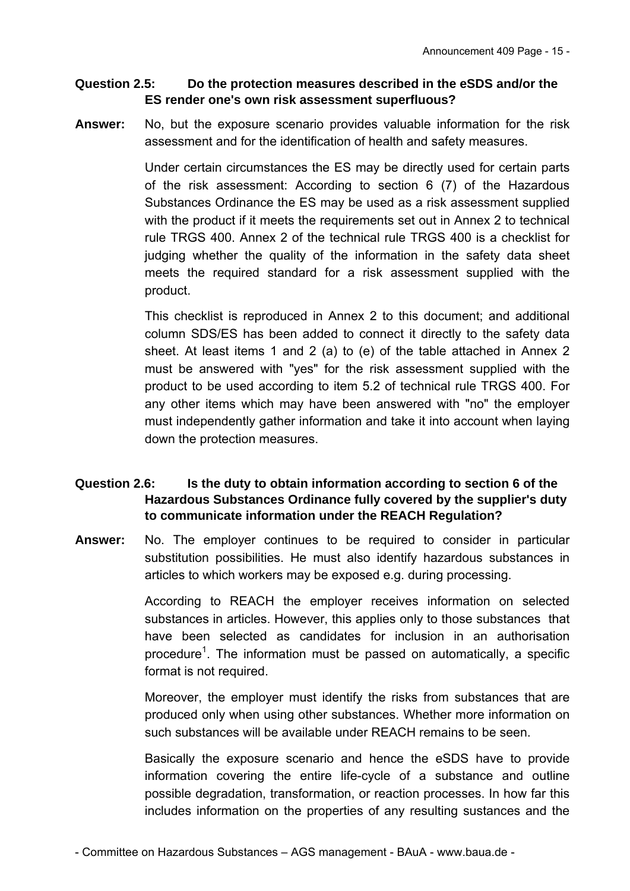**Question 2.5: Do the protection measures described in the eSDS and/or the ES render one's own risk assessment superfluous?**

**Answer:** No, but the exposure scenario provides valuable information for the risk assessment and for the identification of health and safety measures.

Under certain circumstances the ES may be directly used for certain parts of the risk assessment: According to section 6 (7) of the Hazardous Substances Ordinance the ES may be used as a risk assessment supplied with the product if it meets the requirements set out in Annex 2 to technical rule TRGS 400. Annex 2 of the technical rule TRGS 400 is a checklist for judging whether the quality of the information in the safety data sheet meets the required standard for a risk assessment supplied with the product.

This checklist is reproduced in Annex 2 to this document; and additional column SDS/ES has been added to connect it directly to the safety data sheet. At least items 1 and 2 (a) to (e) of the table attached in Annex 2 must be answered with "yes" for the risk assessment supplied with the product to be used according to item 5.2 of technical rule TRGS 400. For any other items which may have been answered with "no" the employer must independently gather information and take it into account when laying down the protection measures.

**Question 2.6: Is the duty to obtain information according to section 6 of the Hazardous Substances Ordinance fully covered by the supplier's duty to communicate information under the REACH Regulation?**

**Answer:** No. The employer continues to be required to consider in particular substitution possibilities. He must also identify hazardous substances in articles to which workers may be exposed e.g. during processing.

According to REACH the employer receives information on selected substances in articles. However, this applies only to those substances that have been selected as candidates for inclusion in an authorisation procedure[1]. The information must be passed on automatically, a specific format is not required.

Moreover, the employer must identify the risks from substances that are produced only when using other substances. Whether more information on such substances will be available under REACH remains to be seen.

Basically the exposure scenario and hence the eSDS have to provide information covering the entire life-cycle of a substance and outline possible degradation, transformation, or reaction processes. In how far this includes information on the properties of any resulting sustances and the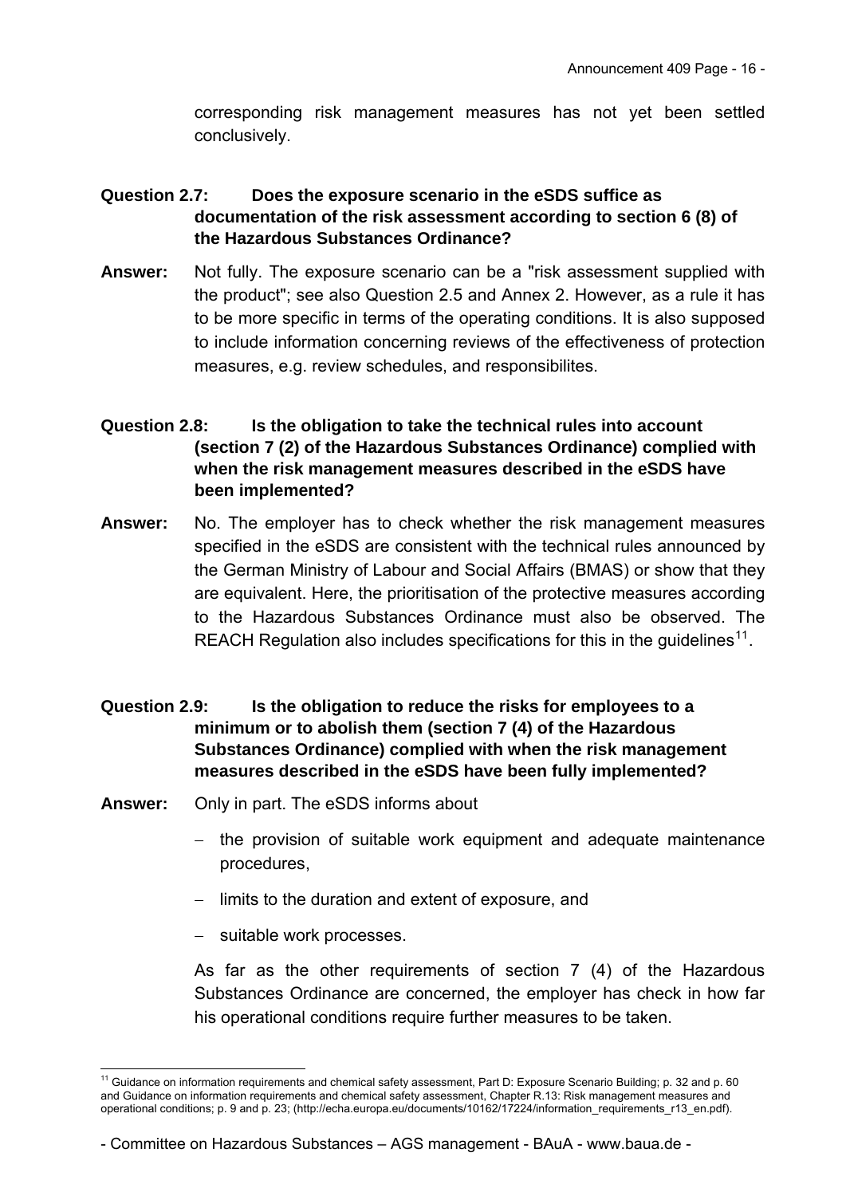corresponding risk management measures has not yet been settled conclusively.

**Question 2.7: Does the exposure scenario in the eSDS suffice as documentation of the risk assessment according to section 6 (8) of the Hazardous Substances Ordinance?**

**Answer:** Not fully. The exposure scenario can be a "risk assessment supplied with the product"; see also Question 2.5 and Annex 2. However, as a rule it has to be more specific in terms of the operating conditions. It is also supposed to include information concerning reviews of the effectiveness of protection measures, e.g. review schedules, and responsibilites.

**Question 2.8: Is the obligation to take the technical rules into account (section 7 (2) of the Hazardous Substances Ordinance) complied with when the risk management measures described in the eSDS have been implemented?**

**Answer:** No. The employer has to check whether the risk management measures specified in the eSDS are consistent with the technical rules announced by the German Ministry of Labour and Social Affairs (BMAS) or show that they are equivalent. Here, the prioritisation of the protective measures according to the Hazardous Substances Ordinance must also be observed. The REACH Regulation also includes specifications for this in the guidelines[11].

**Question 2.9: Is the obligation to reduce the risks for employees to a minimum or to abolish them (section 7 (4) of the Hazardous Substances Ordinance) complied with when the risk management measures described in the eSDS have been fully implemented?**

**Answer:** Only in part. The eSDS informs about

- the provision of suitable work equipment and adequate maintenance procedures,
- limits to the duration and extent of exposure, and
- suitable work processes.

As far as the other requirements of section 7 (4) of the Hazardous Substances Ordinance are concerned, the employer has check in how far his operational conditions require further measures to be taken.

---

[11] Guidance on information requirements and chemical safety assessment, Part D: Exposure Scenario Building; p. 32 and p. 60 and Guidance on information requirements and chemical safety assessment, Chapter R.13: Risk management measures and operational conditions; p. 9 and p. 23; (http://echa.europa.eu/documents/10162/17224/information_requirements_r13_en.pdf).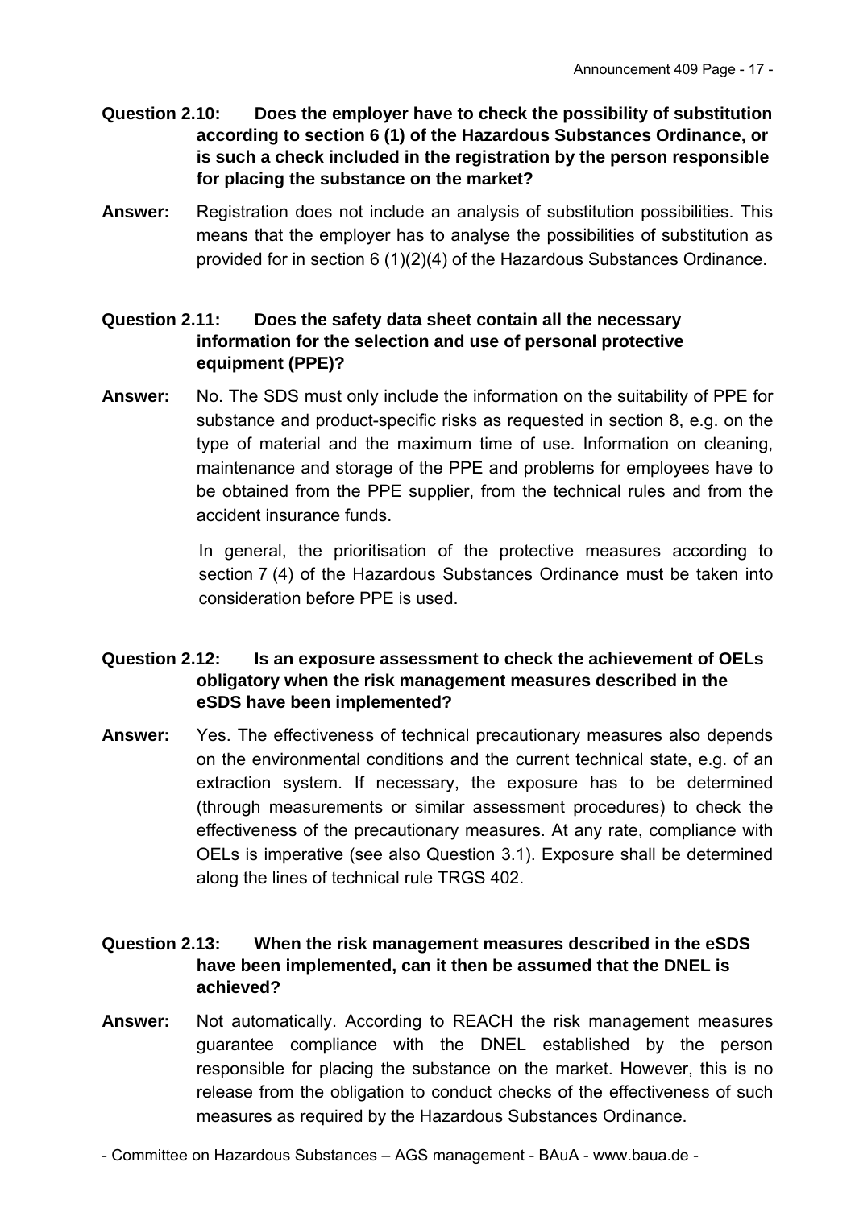**Question 2.10: Does the employer have to check the possibility of substitution according to section 6 (1) of the Hazardous Substances Ordinance, or is such a check included in the registration by the person responsible for placing the substance on the market?**

**Answer:** Registration does not include an analysis of substitution possibilities. This means that the employer has to analyse the possibilities of substitution as provided for in section 6 (1)(2)(4) of the Hazardous Substances Ordinance.

**Question 2.11: Does the safety data sheet contain all the necessary information for the selection and use of personal protective equipment (PPE)?**

**Answer:** No. The SDS must only include the information on the suitability of PPE for substance and product-specific risks as requested in section 8, e.g. on the type of material and the maximum time of use. Information on cleaning, maintenance and storage of the PPE and problems for employees have to be obtained from the PPE supplier, from the technical rules and from the accident insurance funds.

In general, the prioritisation of the protective measures according to section 7 (4) of the Hazardous Substances Ordinance must be taken into consideration before PPE is used.

**Question 2.12: Is an exposure assessment to check the achievement of OELs obligatory when the risk management measures described in the eSDS have been implemented?**

**Answer:** Yes. The effectiveness of technical precautionary measures also depends on the environmental conditions and the current technical state, e.g. of an extraction system. If necessary, the exposure has to be determined (through measurements or similar assessment procedures) to check the effectiveness of the precautionary measures. At any rate, compliance with OELs is imperative (see also Question 3.1). Exposure shall be determined along the lines of technical rule TRGS 402.

**Question 2.13: When the risk management measures described in the eSDS have been implemented, can it then be assumed that the DNEL is achieved?**

**Answer:** Not automatically. According to REACH the risk management measures guarantee compliance with the DNEL established by the person responsible for placing the substance on the market. However, this is no release from the obligation to conduct checks of the effectiveness of such measures as required by the Hazardous Substances Ordinance.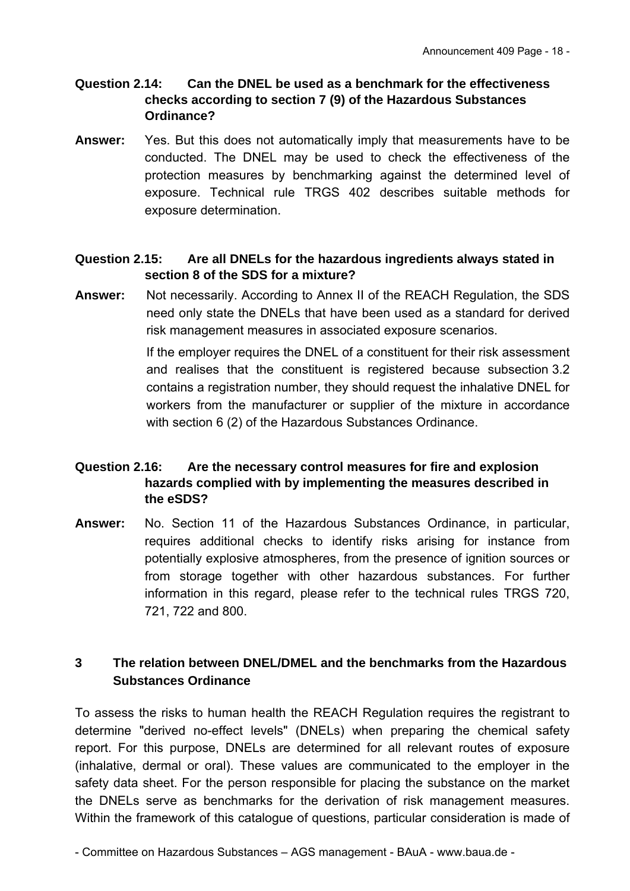**Question 2.14: Can the DNEL be used as a benchmark for the effectiveness checks according to section 7 (9) of the Hazardous Substances Ordinance?**

**Answer:** Yes. But this does not automatically imply that measurements have to be conducted. The DNEL may be used to check the effectiveness of the protection measures by benchmarking against the determined level of exposure. Technical rule TRGS 402 describes suitable methods for exposure determination.

**Question 2.15: Are all DNELs for the hazardous ingredients always stated in section 8 of the SDS for a mixture?**

**Answer:** Not necessarily. According to Annex II of the REACH Regulation, the SDS need only state the DNELs that have been used as a standard for derived risk management measures in associated exposure scenarios.

If the employer requires the DNEL of a constituent for their risk assessment and realises that the constituent is registered because subsection 3.2 contains a registration number, they should request the inhalative DNEL for workers from the manufacturer or supplier of the mixture in accordance with section 6 (2) of the Hazardous Substances Ordinance.

**Question 2.16: Are the necessary control measures for fire and explosion hazards complied with by implementing the measures described in the eSDS?**

**Answer:** No. Section 11 of the Hazardous Substances Ordinance, in particular, requires additional checks to identify risks arising for instance from potentially explosive atmospheres, from the presence of ignition sources or from storage together with other hazardous substances. For further information in this regard, please refer to the technical rules TRGS 720, 721, 722 and 800.

## 3 The relation between DNEL/DMEL and the benchmarks from the Hazardous Substances Ordinance

To assess the risks to human health the REACH Regulation requires the registrant to determine "derived no-effect levels" (DNELs) when preparing the chemical safety report. For this purpose, DNELs are determined for all relevant routes of exposure (inhalative, dermal or oral). These values are communicated to the employer in the safety data sheet. For the person responsible for placing the substance on the market the DNELs serve as benchmarks for the derivation of risk management measures. Within the framework of this catalogue of questions, particular consideration is made of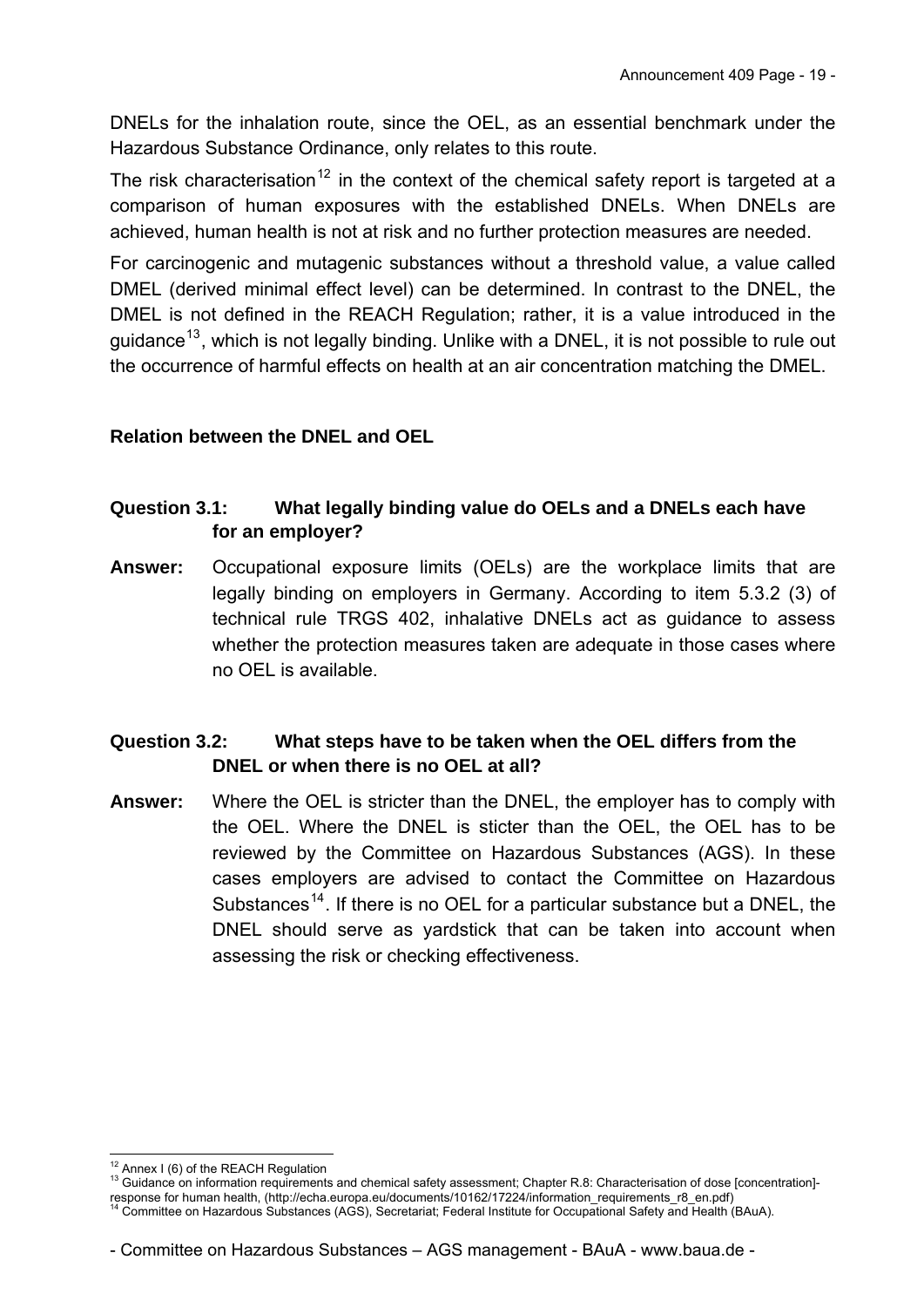DNELs for the inhalation route, since the OEL, as an essential benchmark under the Hazardous Substance Ordinance, only relates to this route.

The risk characterisation[12] in the context of the chemical safety report is targeted at a comparison of human exposures with the established DNELs. When DNELs are achieved, human health is not at risk and no further protection measures are needed.

For carcinogenic and mutagenic substances without a threshold value, a value called DMEL (derived minimal effect level) can be determined. In contrast to the DNEL, the DMEL is not defined in the REACH Regulation; rather, it is a value introduced in the guidance[13], which is not legally binding. Unlike with a DNEL, it is not possible to rule out the occurrence of harmful effects on health at an air concentration matching the DMEL.

### Relation between the DNEL and OEL

**Question 3.1: What legally binding value do OELs and a DNELs each have for an employer?**

**Answer:** Occupational exposure limits (OELs) are the workplace limits that are legally binding on employers in Germany. According to item 5.3.2 (3) of technical rule TRGS 402, inhalative DNELs act as guidance to assess whether the protection measures taken are adequate in those cases where no OEL is available.

**Question 3.2: What steps have to be taken when the OEL differs from the DNEL or when there is no OEL at all?**

**Answer:** Where the OEL is stricter than the DNEL, the employer has to comply with the OEL. Where the DNEL is sticter than the OEL, the OEL has to be reviewed by the Committee on Hazardous Substances (AGS). In these cases employers are advised to contact the Committee on Hazardous Substances[14]. If there is no OEL for a particular substance but a DNEL, the DNEL should serve as yardstick that can be taken into account when assessing the risk or checking effectiveness.

---

[12] Annex I (6) of the REACH Regulation

[13] Guidance on information requirements and chemical safety assessment; Chapter R.8: Characterisation of dose [concentration]-response for human health, (http://echa.europa.eu/documents/10162/17224/information_requirements_r8_en.pdf)

[14] Committee on Hazardous Substances (AGS), Secretariat; Federal Institute for Occupational Safety and Health (BAuA).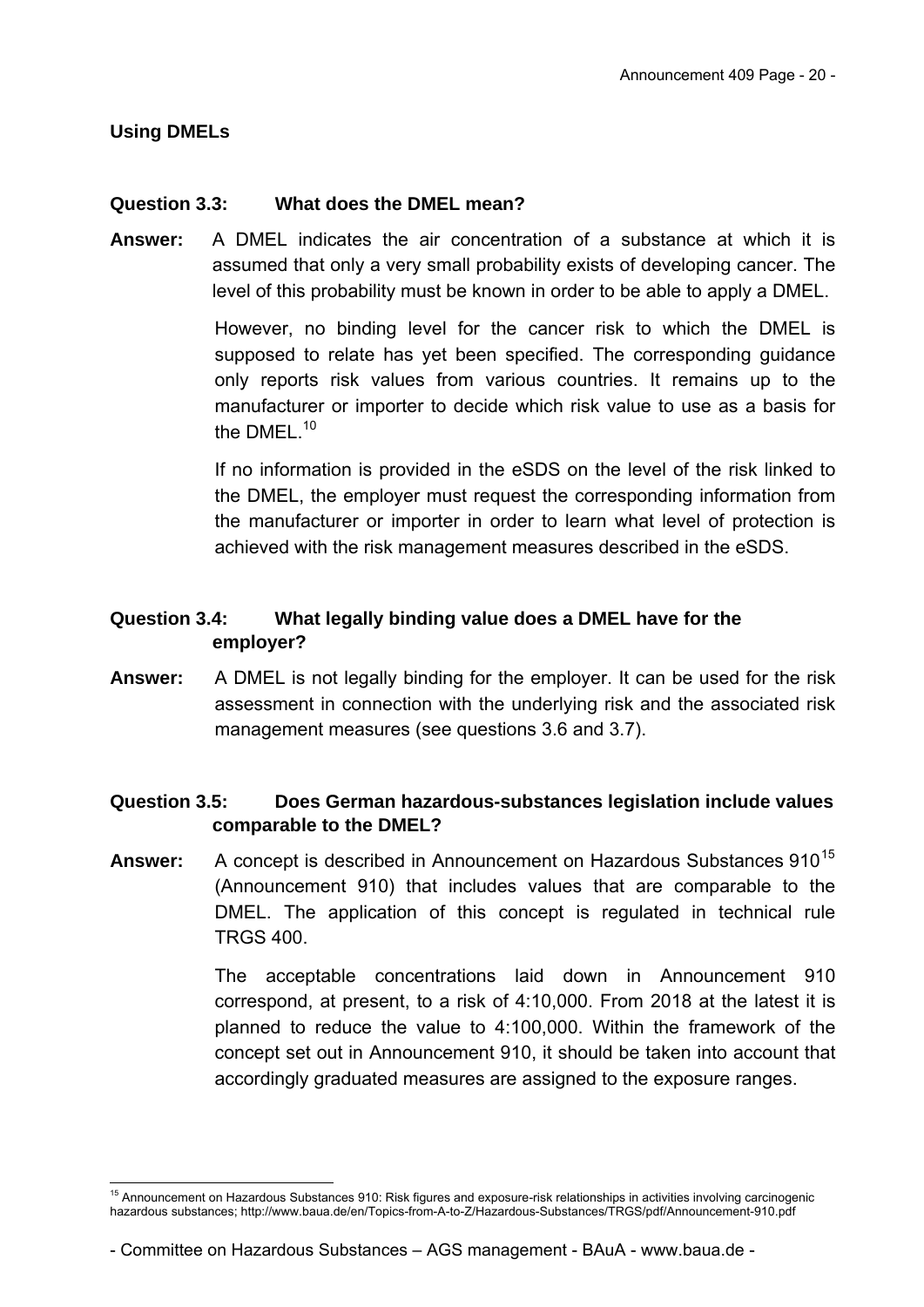## Using DMELs

**Question 3.3: What does the DMEL mean?**

**Answer:** A DMEL indicates the air concentration of a substance at which it is assumed that only a very small probability exists of developing cancer. The level of this probability must be known in order to be able to apply a DMEL.

However, no binding level for the cancer risk to which the DMEL is supposed to relate has yet been specified. The corresponding guidance only reports risk values from various countries. It remains up to the manufacturer or importer to decide which risk value to use as a basis for the DMEL.[10]

If no information is provided in the eSDS on the level of the risk linked to the DMEL, the employer must request the corresponding information from the manufacturer or importer in order to learn what level of protection is achieved with the risk management measures described in the eSDS.

**Question 3.4: What legally binding value does a DMEL have for the employer?**

**Answer:** A DMEL is not legally binding for the employer. It can be used for the risk assessment in connection with the underlying risk and the associated risk management measures (see questions 3.6 and 3.7).

**Question 3.5: Does German hazardous-substances legislation include values comparable to the DMEL?**

**Answer:** A concept is described in Announcement on Hazardous Substances 910[15] (Announcement 910) that includes values that are comparable to the DMEL. The application of this concept is regulated in technical rule TRGS 400.

The acceptable concentrations laid down in Announcement 910 correspond, at present, to a risk of 4:10,000. From 2018 at the latest it is planned to reduce the value to 4:100,000. Within the framework of the concept set out in Announcement 910, it should be taken into account that accordingly graduated measures are assigned to the exposure ranges.

[15] Announcement on Hazardous Substances 910: Risk figures and exposure-risk relationships in activities involving carcinogenic hazardous substances; http://www.baua.de/en/Topics-from-A-to-Z/Hazardous-Substances/TRGS/pdf/Announcement-910.pdf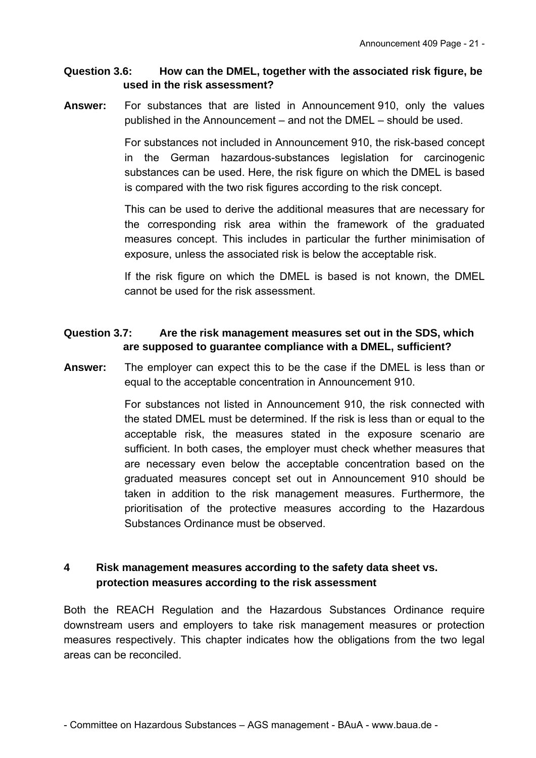**Question 3.6: How can the DMEL, together with the associated risk figure, be used in the risk assessment?**

**Answer:** For substances that are listed in Announcement 910, only the values published in the Announcement – and not the DMEL – should be used.

For substances not included in Announcement 910, the risk-based concept in the German hazardous-substances legislation for carcinogenic substances can be used. Here, the risk figure on which the DMEL is based is compared with the two risk figures according to the risk concept.

This can be used to derive the additional measures that are necessary for the corresponding risk area within the framework of the graduated measures concept. This includes in particular the further minimisation of exposure, unless the associated risk is below the acceptable risk.

If the risk figure on which the DMEL is based is not known, the DMEL cannot be used for the risk assessment.

**Question 3.7: Are the risk management measures set out in the SDS, which are supposed to guarantee compliance with a DMEL, sufficient?**

**Answer:** The employer can expect this to be the case if the DMEL is less than or equal to the acceptable concentration in Announcement 910.

For substances not listed in Announcement 910, the risk connected with the stated DMEL must be determined. If the risk is less than or equal to the acceptable risk, the measures stated in the exposure scenario are sufficient. In both cases, the employer must check whether measures that are necessary even below the acceptable concentration based on the graduated measures concept set out in Announcement 910 should be taken in addition to the risk management measures. Furthermore, the prioritisation of the protective measures according to the Hazardous Substances Ordinance must be observed.

## 4 Risk management measures according to the safety data sheet vs. protection measures according to the risk assessment

Both the REACH Regulation and the Hazardous Substances Ordinance require downstream users and employers to take risk management measures or protection measures respectively. This chapter indicates how the obligations from the two legal areas can be reconciled.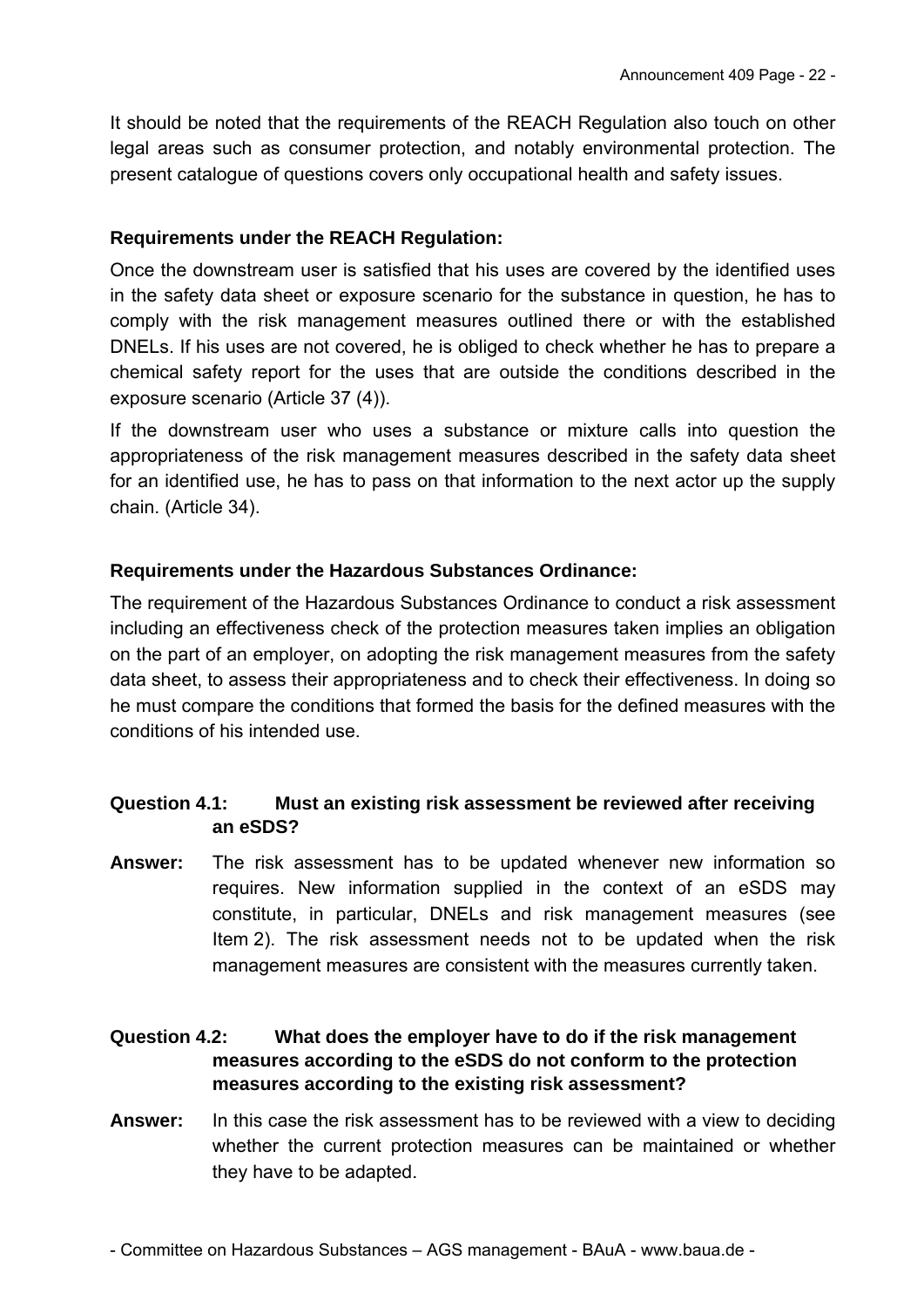It should be noted that the requirements of the REACH Regulation also touch on other legal areas such as consumer protection, and notably environmental protection. The present catalogue of questions covers only occupational health and safety issues.

**Requirements under the REACH Regulation:**

Once the downstream user is satisfied that his uses are covered by the identified uses in the safety data sheet or exposure scenario for the substance in question, he has to comply with the risk management measures outlined there or with the established DNELs. If his uses are not covered, he is obliged to check whether he has to prepare a chemical safety report for the uses that are outside the conditions described in the exposure scenario (Article 37 (4)).

If the downstream user who uses a substance or mixture calls into question the appropriateness of the risk management measures described in the safety data sheet for an identified use, he has to pass on that information to the next actor up the supply chain. (Article 34).

**Requirements under the Hazardous Substances Ordinance:**

The requirement of the Hazardous Substances Ordinance to conduct a risk assessment including an effectiveness check of the protection measures taken implies an obligation on the part of an employer, on adopting the risk management measures from the safety data sheet, to assess their appropriateness and to check their effectiveness. In doing so he must compare the conditions that formed the basis for the defined measures with the conditions of his intended use.

**Question 4.1: Must an existing risk assessment be reviewed after receiving an eSDS?**

**Answer:** The risk assessment has to be updated whenever new information so requires. New information supplied in the context of an eSDS may constitute, in particular, DNELs and risk management measures (see Item 2). The risk assessment needs not to be updated when the risk management measures are consistent with the measures currently taken.

**Question 4.2: What does the employer have to do if the risk management measures according to the eSDS do not conform to the protection measures according to the existing risk assessment?**

**Answer:** In this case the risk assessment has to be reviewed with a view to deciding whether the current protection measures can be maintained or whether they have to be adapted.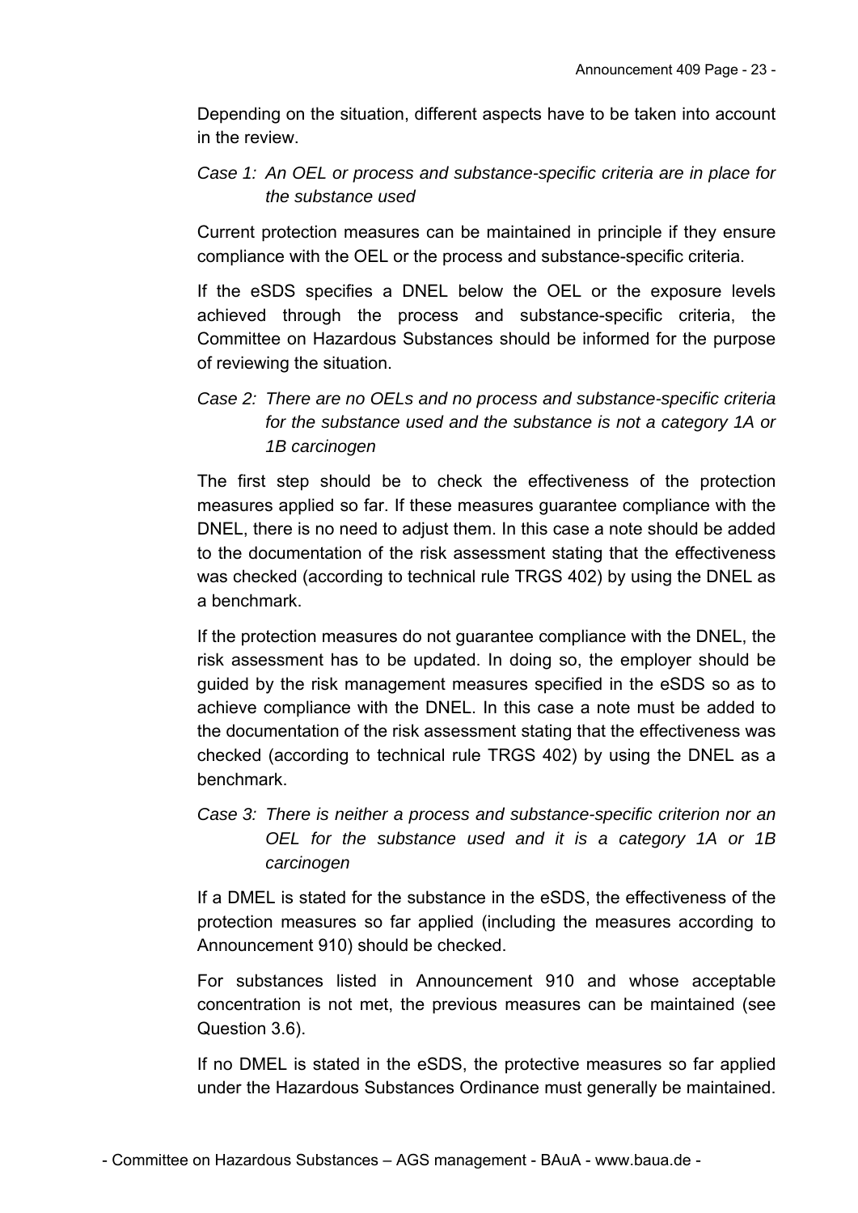Depending on the situation, different aspects have to be taken into account in the review.

*Case 1: An OEL or process and substance-specific criteria are in place for the substance used*

Current protection measures can be maintained in principle if they ensure compliance with the OEL or the process and substance-specific criteria.

If the eSDS specifies a DNEL below the OEL or the exposure levels achieved through the process and substance-specific criteria, the Committee on Hazardous Substances should be informed for the purpose of reviewing the situation.

*Case 2: There are no OELs and no process and substance-specific criteria for the substance used and the substance is not a category 1A or 1B carcinogen*

The first step should be to check the effectiveness of the protection measures applied so far. If these measures guarantee compliance with the DNEL, there is no need to adjust them. In this case a note should be added to the documentation of the risk assessment stating that the effectiveness was checked (according to technical rule TRGS 402) by using the DNEL as a benchmark.

If the protection measures do not guarantee compliance with the DNEL, the risk assessment has to be updated. In doing so, the employer should be guided by the risk management measures specified in the eSDS so as to achieve compliance with the DNEL. In this case a note must be added to the documentation of the risk assessment stating that the effectiveness was checked (according to technical rule TRGS 402) by using the DNEL as a benchmark.

*Case 3: There is neither a process and substance-specific criterion nor an OEL for the substance used and it is a category 1A or 1B carcinogen*

If a DMEL is stated for the substance in the eSDS, the effectiveness of the protection measures so far applied (including the measures according to Announcement 910) should be checked.

For substances listed in Announcement 910 and whose acceptable concentration is not met, the previous measures can be maintained (see Question 3.6).

If no DMEL is stated in the eSDS, the protective measures so far applied under the Hazardous Substances Ordinance must generally be maintained.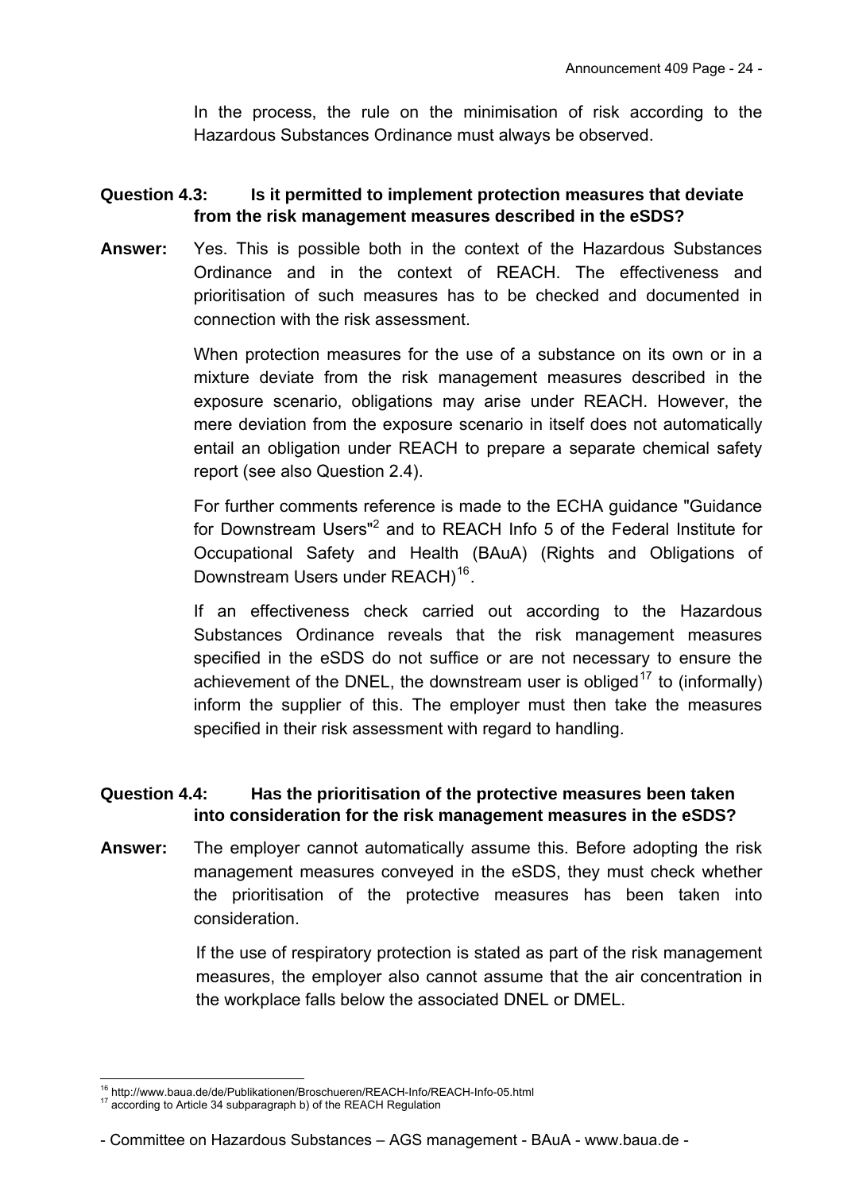In the process, the rule on the minimisation of risk according to the Hazardous Substances Ordinance must always be observed.

**Question 4.3: Is it permitted to implement protection measures that deviate from the risk management measures described in the eSDS?**

**Answer:** Yes. This is possible both in the context of the Hazardous Substances Ordinance and in the context of REACH. The effectiveness and prioritisation of such measures has to be checked and documented in connection with the risk assessment.

When protection measures for the use of a substance on its own or in a mixture deviate from the risk management measures described in the exposure scenario, obligations may arise under REACH. However, the mere deviation from the exposure scenario in itself does not automatically entail an obligation under REACH to prepare a separate chemical safety report (see also Question 2.4).

For further comments reference is made to the ECHA guidance "Guidance for Downstream Users"[2] and to REACH Info 5 of the Federal Institute for Occupational Safety and Health (BAuA) (Rights and Obligations of Downstream Users under REACH)[16].

If an effectiveness check carried out according to the Hazardous Substances Ordinance reveals that the risk management measures specified in the eSDS do not suffice or are not necessary to ensure the achievement of the DNEL, the downstream user is obliged[17] to (informally) inform the supplier of this. The employer must then take the measures specified in their risk assessment with regard to handling.

**Question 4.4: Has the prioritisation of the protective measures been taken into consideration for the risk management measures in the eSDS?**

**Answer:** The employer cannot automatically assume this. Before adopting the risk management measures conveyed in the eSDS, they must check whether the prioritisation of the protective measures has been taken into consideration.

If the use of respiratory protection is stated as part of the risk management measures, the employer also cannot assume that the air concentration in the workplace falls below the associated DNEL or DMEL.

---

[16] http://www.baua.de/de/Publikationen/Broschueren/REACH-Info/REACH-Info-05.html

[17] according to Article 34 subparagraph b) of the REACH Regulation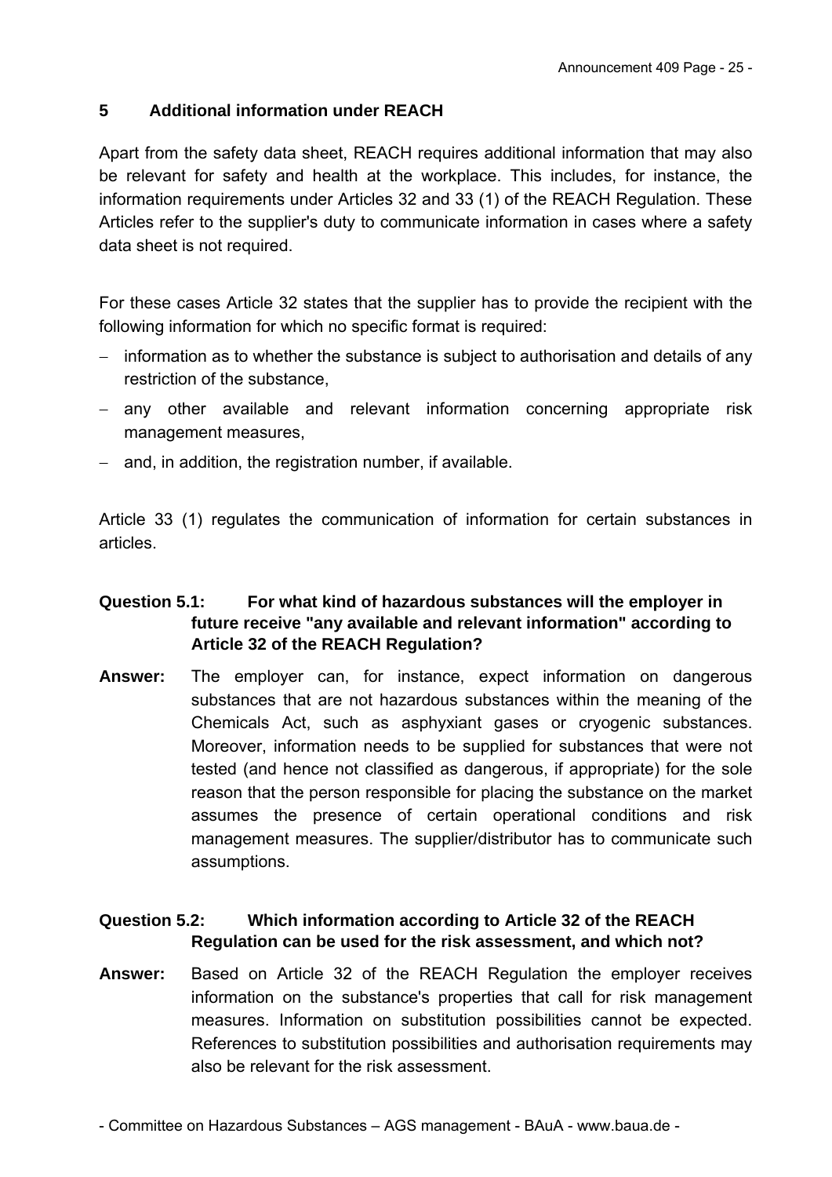## 5 Additional information under REACH

Apart from the safety data sheet, REACH requires additional information that may also be relevant for safety and health at the workplace. This includes, for instance, the information requirements under Articles 32 and 33 (1) of the REACH Regulation. These Articles refer to the supplier's duty to communicate information in cases where a safety data sheet is not required.

For these cases Article 32 states that the supplier has to provide the recipient with the following information for which no specific format is required:

- information as to whether the substance is subject to authorisation and details of any restriction of the substance,
- any other available and relevant information concerning appropriate risk management measures,
- and, in addition, the registration number, if available.

Article 33 (1) regulates the communication of information for certain substances in articles.

**Question 5.1: For what kind of hazardous substances will the employer in future receive "any available and relevant information" according to Article 32 of the REACH Regulation?**

**Answer:** The employer can, for instance, expect information on dangerous substances that are not hazardous substances within the meaning of the Chemicals Act, such as asphyxiant gases or cryogenic substances. Moreover, information needs to be supplied for substances that were not tested (and hence not classified as dangerous, if appropriate) for the sole reason that the person responsible for placing the substance on the market assumes the presence of certain operational conditions and risk management measures. The supplier/distributor has to communicate such assumptions.

**Question 5.2: Which information according to Article 32 of the REACH Regulation can be used for the risk assessment, and which not?**

**Answer:** Based on Article 32 of the REACH Regulation the employer receives information on the substance's properties that call for risk management measures. Information on substitution possibilities cannot be expected. References to substitution possibilities and authorisation requirements may also be relevant for the risk assessment.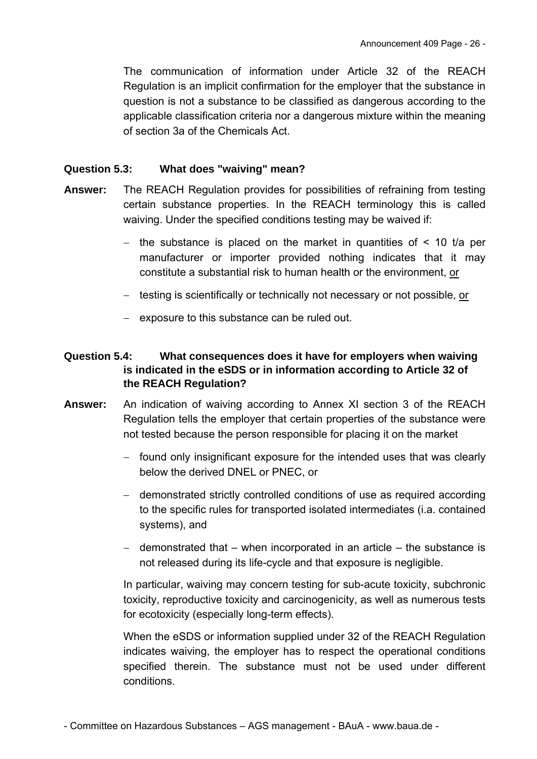The communication of information under Article 32 of the REACH Regulation is an implicit confirmation for the employer that the substance in question is not a substance to be classified as dangerous according to the applicable classification criteria nor a dangerous mixture within the meaning of section 3a of the Chemicals Act.

**Question 5.3: What does "waiving" mean?**

**Answer:** The REACH Regulation provides for possibilities of refraining from testing certain substance properties. In the REACH terminology this is called waiving. Under the specified conditions testing may be waived if:

- the substance is placed on the market in quantities of < 10 t/a per manufacturer or importer provided nothing indicates that it may constitute a substantial risk to human health or the environment, <u>or</u>
- testing is scientifically or technically not necessary or not possible, <u>or</u>
- exposure to this substance can be ruled out.

**Question 5.4: What consequences does it have for employers when waiving is indicated in the eSDS or in information according to Article 32 of the REACH Regulation?**

**Answer:** An indication of waiving according to Annex XI section 3 of the REACH Regulation tells the employer that certain properties of the substance were not tested because the person responsible for placing it on the market

- found only insignificant exposure for the intended uses that was clearly below the derived DNEL or PNEC, or
- demonstrated strictly controlled conditions of use as required according to the specific rules for transported isolated intermediates (i.a. contained systems), and
- demonstrated that – when incorporated in an article – the substance is not released during its life-cycle and that exposure is negligible.

In particular, waiving may concern testing for sub-acute toxicity, subchronic toxicity, reproductive toxicity and carcinogenicity, as well as numerous tests for ecotoxicity (especially long-term effects).

When the eSDS or information supplied under 32 of the REACH Regulation indicates waiving, the employer has to respect the operational conditions specified therein. The substance must not be used under different conditions.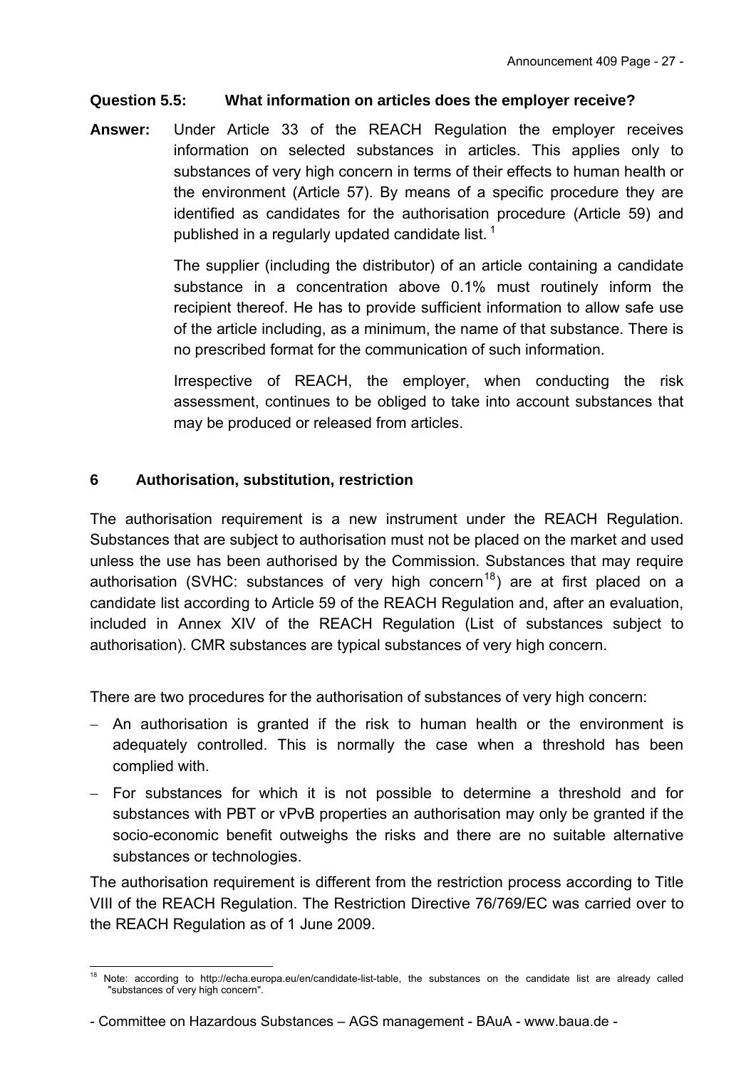**Question 5.5: What information on articles does the employer receive?**

**Answer:** Under Article 33 of the REACH Regulation the employer receives information on selected substances in articles. This applies only to substances of very high concern in terms of their effects to human health or the environment (Article 57). By means of a specific procedure they are identified as candidates for the authorisation procedure (Article 59) and published in a regularly updated candidate list. [1]

The supplier (including the distributor) of an article containing a candidate substance in a concentration above 0.1% must routinely inform the recipient thereof. He has to provide sufficient information to allow safe use of the article including, as a minimum, the name of that substance. There is no prescribed format for the communication of such information.

Irrespective of REACH, the employer, when conducting the risk assessment, continues to be obliged to take into account substances that may be produced or released from articles.

## 6 Authorisation, substitution, restriction

The authorisation requirement is a new instrument under the REACH Regulation. Substances that are subject to authorisation must not be placed on the market and used unless the use has been authorised by the Commission. Substances that may require authorisation (SVHC: substances of very high concern[18]) are at first placed on a candidate list according to Article 59 of the REACH Regulation and, after an evaluation, included in Annex XIV of the REACH Regulation (List of substances subject to authorisation). CMR substances are typical substances of very high concern.

There are two procedures for the authorisation of substances of very high concern:

- An authorisation is granted if the risk to human health or the environment is adequately controlled. This is normally the case when a threshold has been complied with.
- For substances for which it is not possible to determine a threshold and for substances with PBT or vPvB properties an authorisation may only be granted if the socio-economic benefit outweighs the risks and there are no suitable alternative substances or technologies.

The authorisation requirement is different from the restriction process according to Title VIII of the REACH Regulation. The Restriction Directive 76/769/EC was carried over to the REACH Regulation as of 1 June 2009.

[18] Note: according to http://echa.europa.eu/en/candidate-list-table, the substances on the candidate list are already called "substances of very high concern".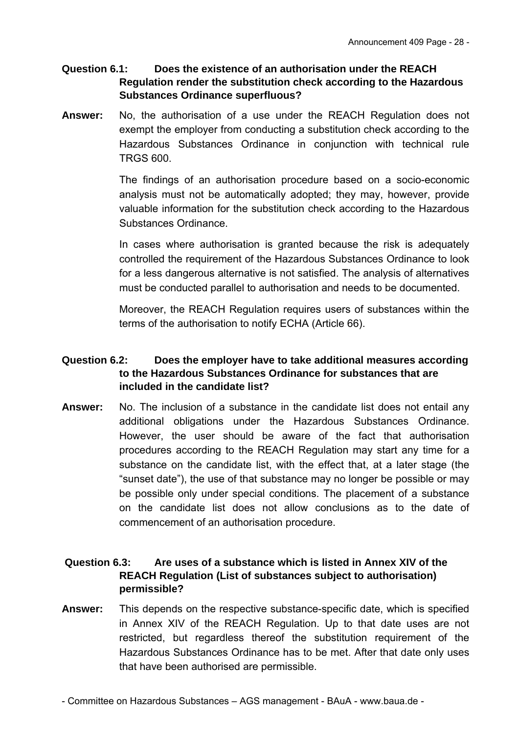**Question 6.1: Does the existence of an authorisation under the REACH Regulation render the substitution check according to the Hazardous Substances Ordinance superfluous?**

**Answer:** No, the authorisation of a use under the REACH Regulation does not exempt the employer from conducting a substitution check according to the Hazardous Substances Ordinance in conjunction with technical rule TRGS 600.

The findings of an authorisation procedure based on a socio-economic analysis must not be automatically adopted; they may, however, provide valuable information for the substitution check according to the Hazardous Substances Ordinance.

In cases where authorisation is granted because the risk is adequately controlled the requirement of the Hazardous Substances Ordinance to look for a less dangerous alternative is not satisfied. The analysis of alternatives must be conducted parallel to authorisation and needs to be documented.

Moreover, the REACH Regulation requires users of substances within the terms of the authorisation to notify ECHA (Article 66).

**Question 6.2: Does the employer have to take additional measures according to the Hazardous Substances Ordinance for substances that are included in the candidate list?**

**Answer:** No. The inclusion of a substance in the candidate list does not entail any additional obligations under the Hazardous Substances Ordinance. However, the user should be aware of the fact that authorisation procedures according to the REACH Regulation may start any time for a substance on the candidate list, with the effect that, at a later stage (the "sunset date"), the use of that substance may no longer be possible or may be possible only under special conditions. The placement of a substance on the candidate list does not allow conclusions as to the date of commencement of an authorisation procedure.

**Question 6.3: Are uses of a substance which is listed in Annex XIV of the REACH Regulation (List of substances subject to authorisation) permissible?**

**Answer:** This depends on the respective substance-specific date, which is specified in Annex XIV of the REACH Regulation. Up to that date uses are not restricted, but regardless thereof the substitution requirement of the Hazardous Substances Ordinance has to be met. After that date only uses that have been authorised are permissible.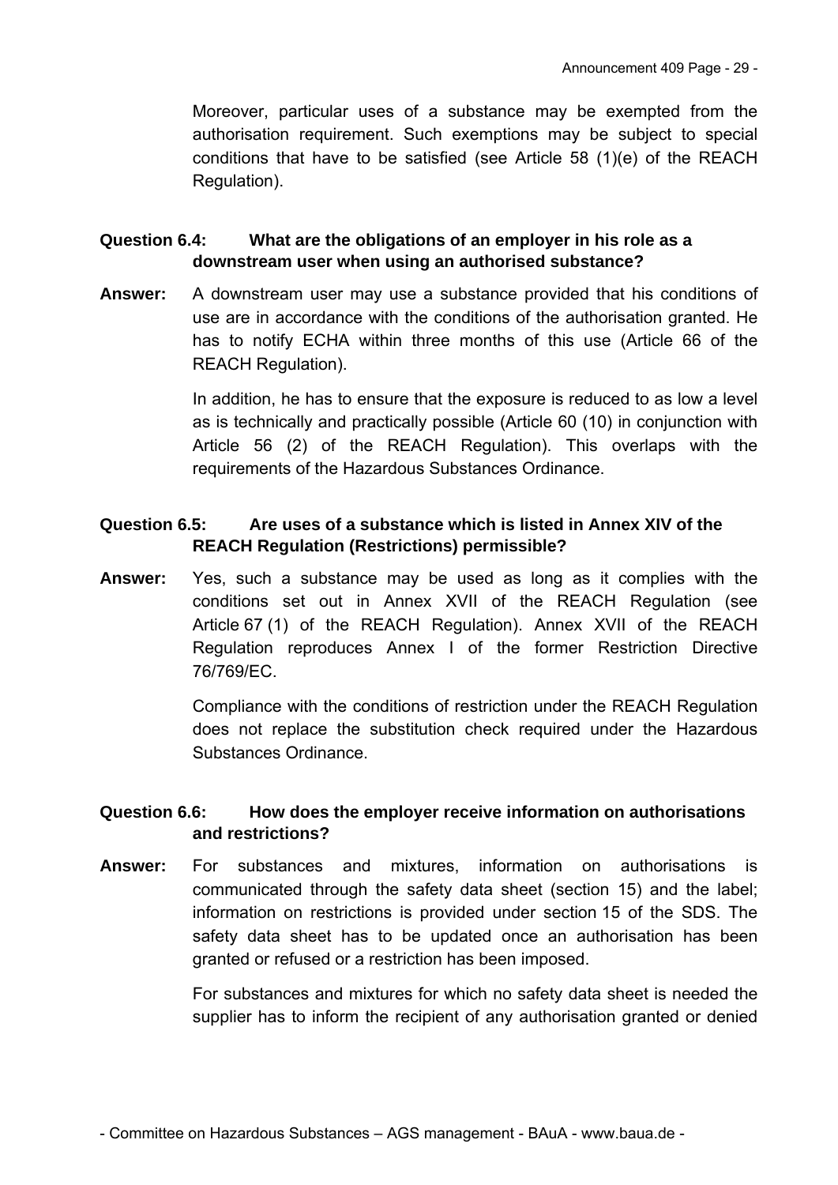Moreover, particular uses of a substance may be exempted from the authorisation requirement. Such exemptions may be subject to special conditions that have to be satisfied (see Article 58 (1)(e) of the REACH Regulation).

**Question 6.4: What are the obligations of an employer in his role as a downstream user when using an authorised substance?**

**Answer:** A downstream user may use a substance provided that his conditions of use are in accordance with the conditions of the authorisation granted. He has to notify ECHA within three months of this use (Article 66 of the REACH Regulation).

In addition, he has to ensure that the exposure is reduced to as low a level as is technically and practically possible (Article 60 (10) in conjunction with Article 56 (2) of the REACH Regulation). This overlaps with the requirements of the Hazardous Substances Ordinance.

**Question 6.5: Are uses of a substance which is listed in Annex XIV of the REACH Regulation (Restrictions) permissible?**

**Answer:** Yes, such a substance may be used as long as it complies with the conditions set out in Annex XVII of the REACH Regulation (see Article 67 (1) of the REACH Regulation). Annex XVII of the REACH Regulation reproduces Annex I of the former Restriction Directive 76/769/EC.

Compliance with the conditions of restriction under the REACH Regulation does not replace the substitution check required under the Hazardous Substances Ordinance.

**Question 6.6: How does the employer receive information on authorisations and restrictions?**

**Answer:** For substances and mixtures, information on authorisations is communicated through the safety data sheet (section 15) and the label; information on restrictions is provided under section 15 of the SDS. The safety data sheet has to be updated once an authorisation has been granted or refused or a restriction has been imposed.

For substances and mixtures for which no safety data sheet is needed the supplier has to inform the recipient of any authorisation granted or denied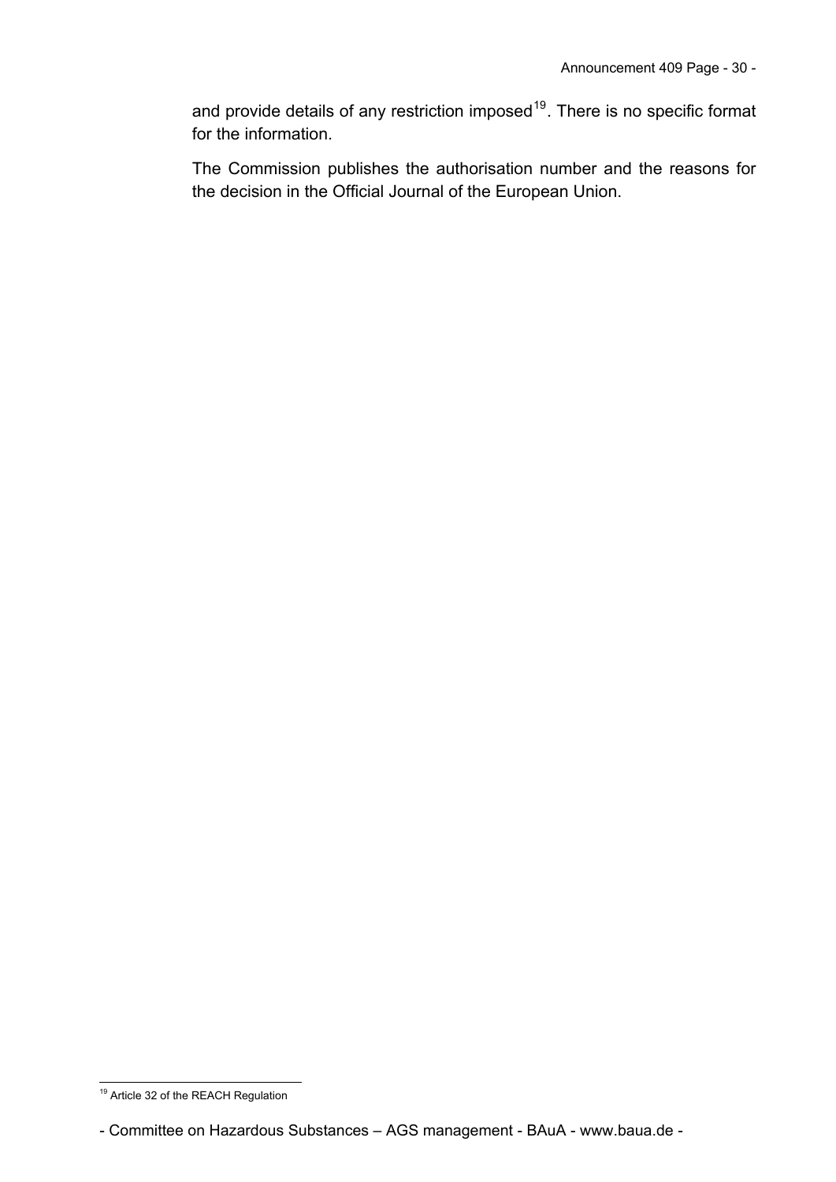and provide details of any restriction imposed[19]. There is no specific format for the information.

The Commission publishes the authorisation number and the reasons for the decision in the Official Journal of the European Union.

[19] Article 32 of the REACH Regulation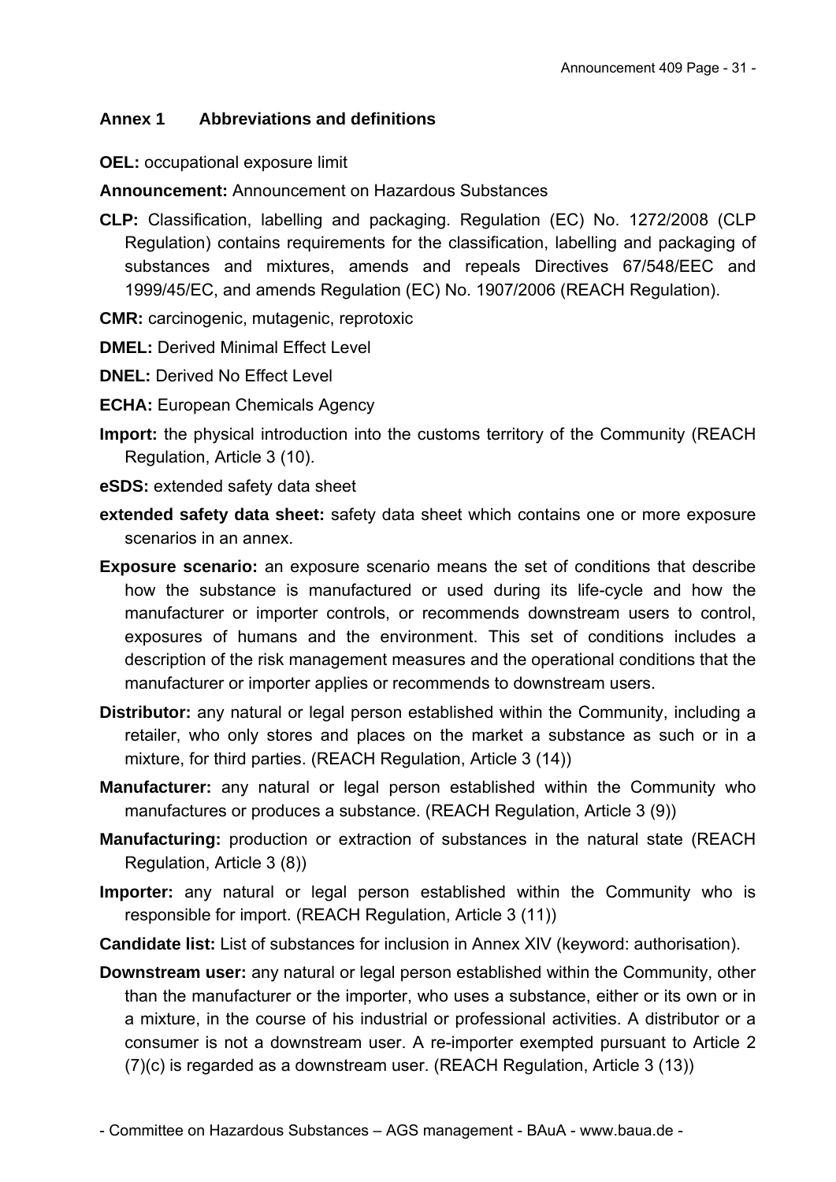## Annex 1 Abbreviations and definitions

**OEL:** occupational exposure limit

**Announcement:** Announcement on Hazardous Substances

**CLP:** Classification, labelling and packaging. Regulation (EC) No. 1272/2008 (CLP Regulation) contains requirements for the classification, labelling and packaging of substances and mixtures, amends and repeals Directives 67/548/EEC and 1999/45/EC, and amends Regulation (EC) No. 1907/2006 (REACH Regulation).

**CMR:** carcinogenic, mutagenic, reprotoxic

**DMEL:** Derived Minimal Effect Level

**DNEL:** Derived No Effect Level

**ECHA:** European Chemicals Agency

**Import:** the physical introduction into the customs territory of the Community (REACH Regulation, Article 3 (10).

**eSDS:** extended safety data sheet

**extended safety data sheet:** safety data sheet which contains one or more exposure scenarios in an annex.

**Exposure scenario:** an exposure scenario means the set of conditions that describe how the substance is manufactured or used during its life-cycle and how the manufacturer or importer controls, or recommends downstream users to control, exposures of humans and the environment. This set of conditions includes a description of the risk management measures and the operational conditions that the manufacturer or importer applies or recommends to downstream users.

**Distributor:** any natural or legal person established within the Community, including a retailer, who only stores and places on the market a substance as such or in a mixture, for third parties. (REACH Regulation, Article 3 (14))

**Manufacturer:** any natural or legal person established within the Community who manufactures or produces a substance. (REACH Regulation, Article 3 (9))

**Manufacturing:** production or extraction of substances in the natural state (REACH Regulation, Article 3 (8))

**Importer:** any natural or legal person established within the Community who is responsible for import. (REACH Regulation, Article 3 (11))

**Candidate list:** List of substances for inclusion in Annex XIV (keyword: authorisation).

**Downstream user:** any natural or legal person established within the Community, other than the manufacturer or the importer, who uses a substance, either or its own or in a mixture, in the course of his industrial or professional activities. A distributor or a consumer is not a downstream user. A re-importer exempted pursuant to Article 2 (7)(c) is regarded as a downstream user. (REACH Regulation, Article 3 (13))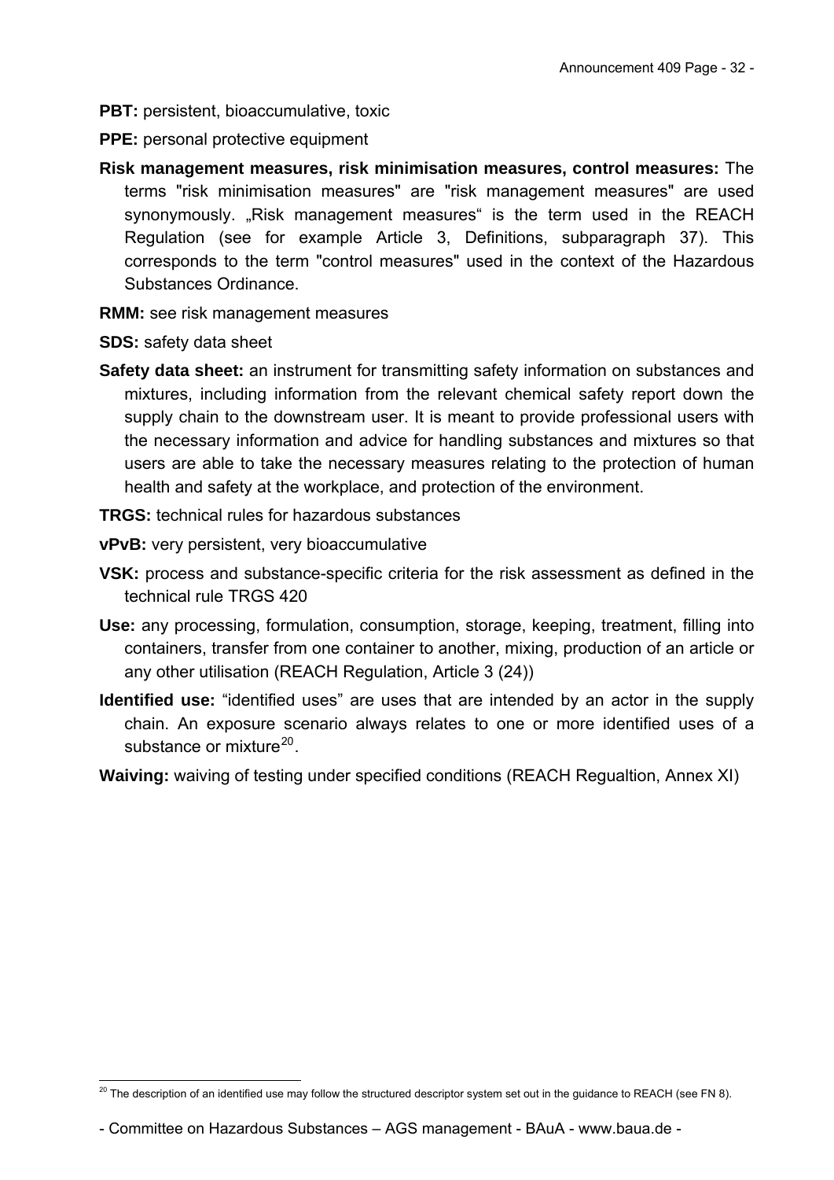**PBT:** persistent, bioaccumulative, toxic

**PPE:** personal protective equipment

**Risk management measures, risk minimisation measures, control measures:** The terms "risk minimisation measures" are "risk management measures" are used synonymously. „Risk management measures“ is the term used in the REACH Regulation (see for example Article 3, Definitions, subparagraph 37). This corresponds to the term "control measures" used in the context of the Hazardous Substances Ordinance.

**RMM:** see risk management measures

**SDS:** safety data sheet

**Safety data sheet:** an instrument for transmitting safety information on substances and mixtures, including information from the relevant chemical safety report down the supply chain to the downstream user. It is meant to provide professional users with the necessary information and advice for handling substances and mixtures so that users are able to take the necessary measures relating to the protection of human health and safety at the workplace, and protection of the environment.

**TRGS:** technical rules for hazardous substances

**vPvB:** very persistent, very bioaccumulative

**VSK:** process and substance-specific criteria for the risk assessment as defined in the technical rule TRGS 420

**Use:** any processing, formulation, consumption, storage, keeping, treatment, filling into containers, transfer from one container to another, mixing, production of an article or any other utilisation (REACH Regulation, Article 3 (24))

**Identified use:** “identified uses” are uses that are intended by an actor in the supply chain. An exposure scenario always relates to one or more identified uses of a substance or mixture[20].

**Waiving:** waiving of testing under specified conditions (REACH Regualtion, Annex XI)

[20] The description of an identified use may follow the structured descriptor system set out in the guidance to REACH (see FN 8).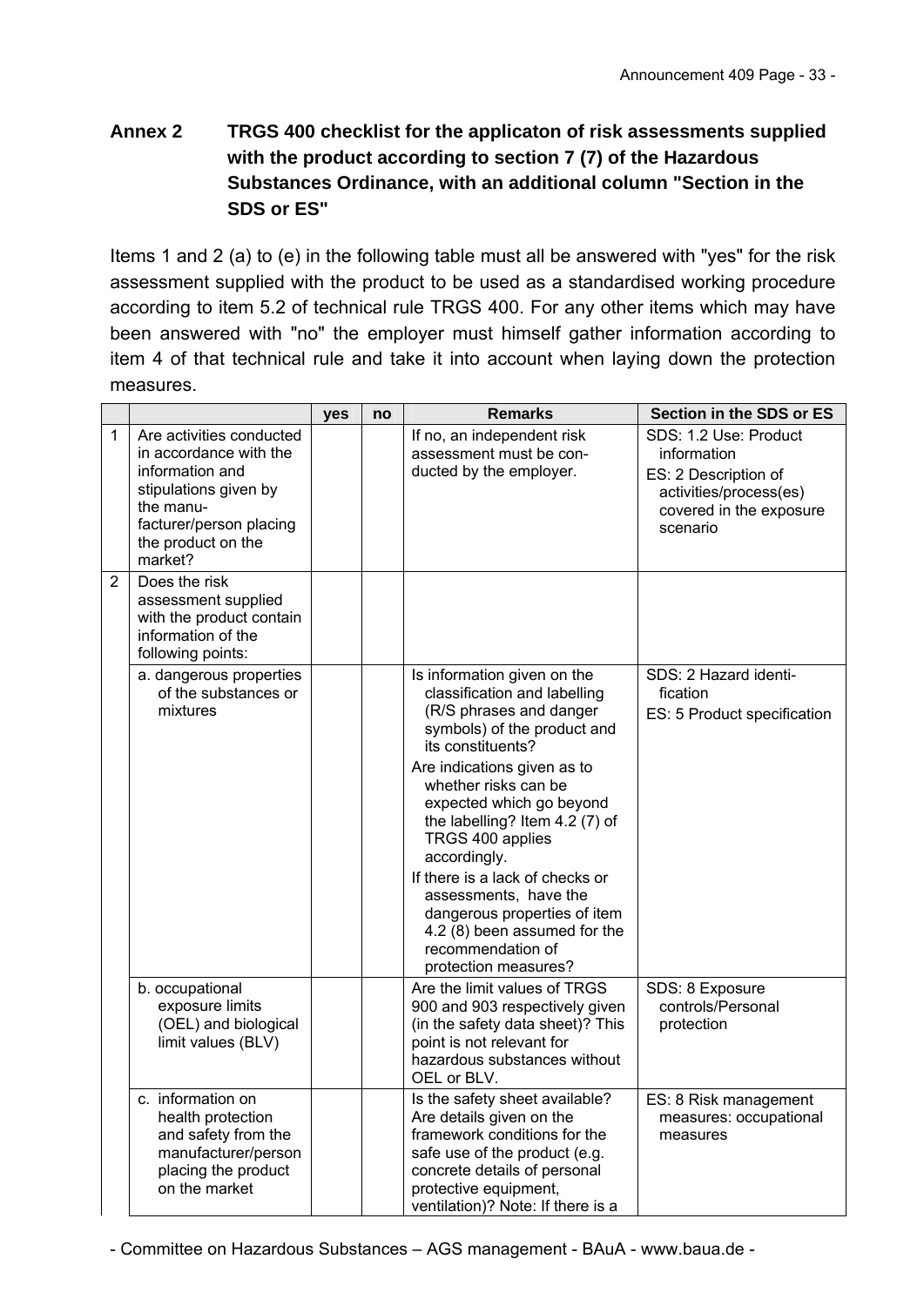## Annex 2 TRGS 400 checklist for the applicaton of risk assessments supplied with the product according to section 7 (7) of the Hazardous Substances Ordinance, with an additional column "Section in the SDS or ES"

Items 1 and 2 (a) to (e) in the following table must all be answered with "yes" for the risk assessment supplied with the product to be used as a standardised working procedure according to item 5.2 of technical rule TRGS 400. For any other items which may have been answered with "no" the employer must himself gather information according to item 4 of that technical rule and take it into account when laying down the protection measures.

| | | yes | no | Remarks | Section in the SDS or ES |
|---|---|---|---|---|---|
| 1 | Are activities conducted in accordance with the information and stipulations given by the manufacturer/person placing the product on the market? | | | If no, an independent risk assessment must be conducted by the employer. | SDS: 1.2 Use: Product information<br>ES: 2 Description of activities/process(es) covered in the exposure scenario |
| 2 | Does the risk assessment supplied with the product contain information of the following points: | | | | |
| | a. dangerous properties of the substances or mixtures | | | Is information given on the classification and labelling (R/S phrases and danger symbols) of the product and its constituents?<br>Are indications given as to whether risks can be expected which go beyond the labelling? Item 4.2 (7) of TRGS 400 applies accordingly.<br>If there is a lack of checks or assessments, have the dangerous properties of item 4.2 (8) been assumed for the recommendation of protection measures? | SDS: 2 Hazard identification<br>ES: 5 Product specification |
| | b. occupational exposure limits (OEL) and biological limit values (BLV) | | | Are the limit values of TRGS 900 and 903 respectively given (in the safety data sheet)? This point is not relevant for hazardous substances without OEL or BLV. | SDS: 8 Exposure controls/Personal protection |
| | c. information on health protection and safety from the manufacturer/person placing the product on the market | | | Is the safety sheet available? Are details given on the framework conditions for the safe use of the product (e.g. concrete details of personal protective equipment, ventilation)? Note: If there is a | ES: 8 Risk management measures: occupational measures |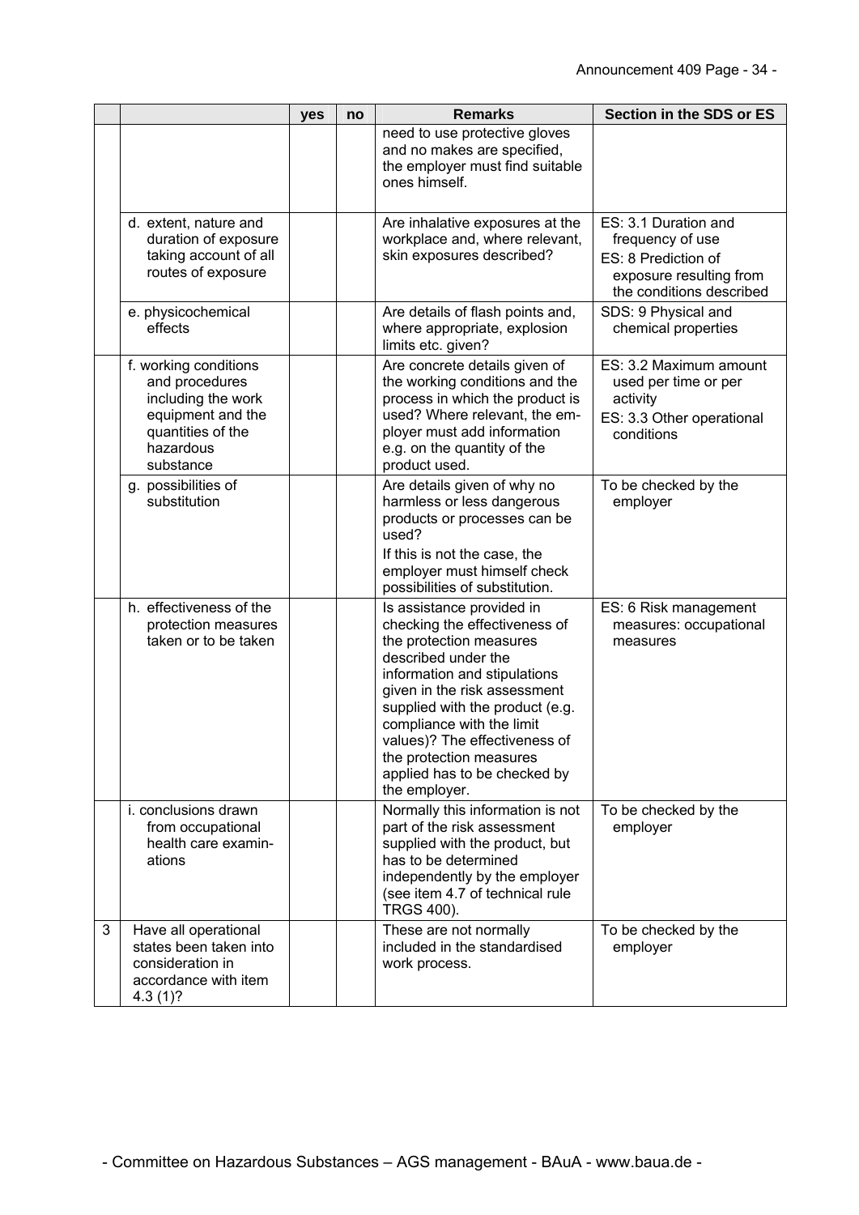| | | yes | no | Remarks | Section in the SDS or ES |
|---|---|---|---|---|---|
| | | | | need to use protective gloves and no makes are specified, the employer must find suitable ones himself. | |
| | d. extent, nature and duration of exposure taking account of all routes of exposure | | | Are inhalative exposures at the workplace and, where relevant, skin exposures described? | ES: 3.1 Duration and frequency of use<br>ES: 8 Prediction of exposure resulting from the conditions described |
| | e. physicochemical effects | | | Are details of flash points and, where appropriate, explosion limits etc. given? | SDS: 9 Physical and chemical properties |
| | f. working conditions and procedures including the work equipment and the quantities of the hazardous substance | | | Are concrete details given of the working conditions and the process in which the product is used? Where relevant, the employer must add information e.g. on the quantity of the product used. | ES: 3.2 Maximum amount used per time or per activity<br>ES: 3.3 Other operational conditions |
| | g. possibilities of substitution | | | Are details given of why no harmless or less dangerous products or processes can be used?<br>If this is not the case, the employer must himself check possibilities of substitution. | To be checked by the employer |
| | h. effectiveness of the protection measures taken or to be taken | | | Is assistance provided in checking the effectiveness of the protection measures described under the information and stipulations given in the risk assessment supplied with the product (e.g. compliance with the limit values)? The effectiveness of the protection measures applied has to be checked by the employer. | ES: 6 Risk management measures: occupational measures |
| | i. conclusions drawn from occupational health care examinations | | | Normally this information is not part of the risk assessment supplied with the product, but has to be determined independently by the employer (see item 4.7 of technical rule TRGS 400). | To be checked by the employer |
| 3 | Have all operational states been taken into consideration in accordance with item 4.3 (1)? | | | These are not normally included in the standardised work process. | To be checked by the employer |